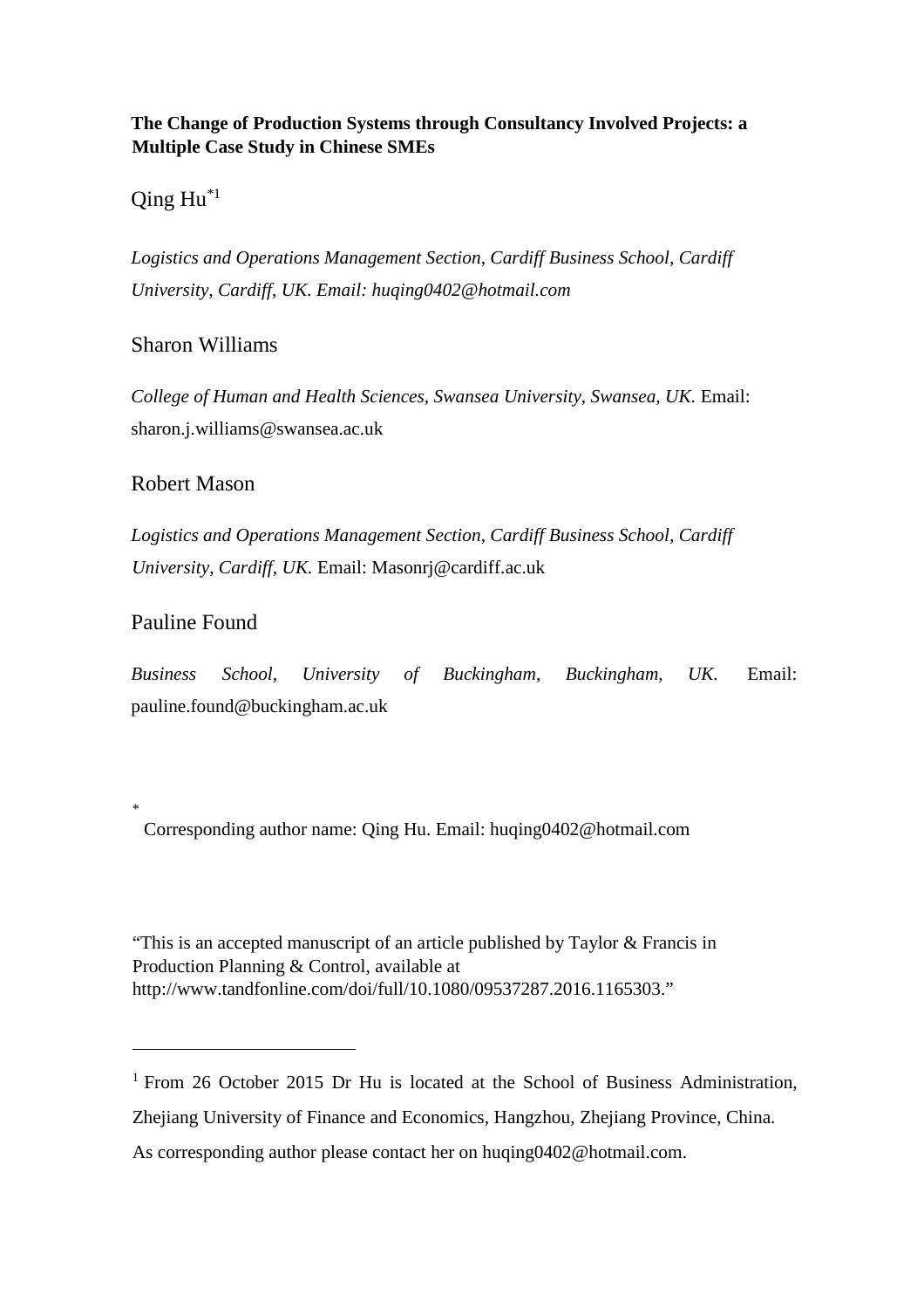**The Change of Production Systems through Consultancy Involved Projects: a Multiple Case Study in Chinese SMEs**

Qing Hu[*1]

*Logistics and Operations Management Section, Cardiff Business School, Cardiff University, Cardiff, UK. Email: huqing0402@hotmail.com*

Sharon Williams

*College of Human and Health Sciences, Swansea University, Swansea, UK.* Email: sharon.j.williams@swansea.ac.uk

Robert Mason

*Logistics and Operations Management Section, Cardiff Business School, Cardiff University, Cardiff, UK.* Email: Masonrj@cardiff.ac.uk

Pauline Found

*Business School, University of Buckingham, Buckingham, UK.* Email: pauline.found@buckingham.ac.uk

[*] Corresponding author name: Qing Hu. Email: huqing0402@hotmail.com

"This is an accepted manuscript of an article published by Taylor & Francis in Production Planning & Control, available at http://www.tandfonline.com/doi/full/10.1080/09537287.2016.1165303."

---

[1] From 26 October 2015 Dr Hu is located at the School of Business Administration, Zhejiang University of Finance and Economics, Hangzhou, Zhejiang Province, China. As corresponding author please contact her on huqing0402@hotmail.com.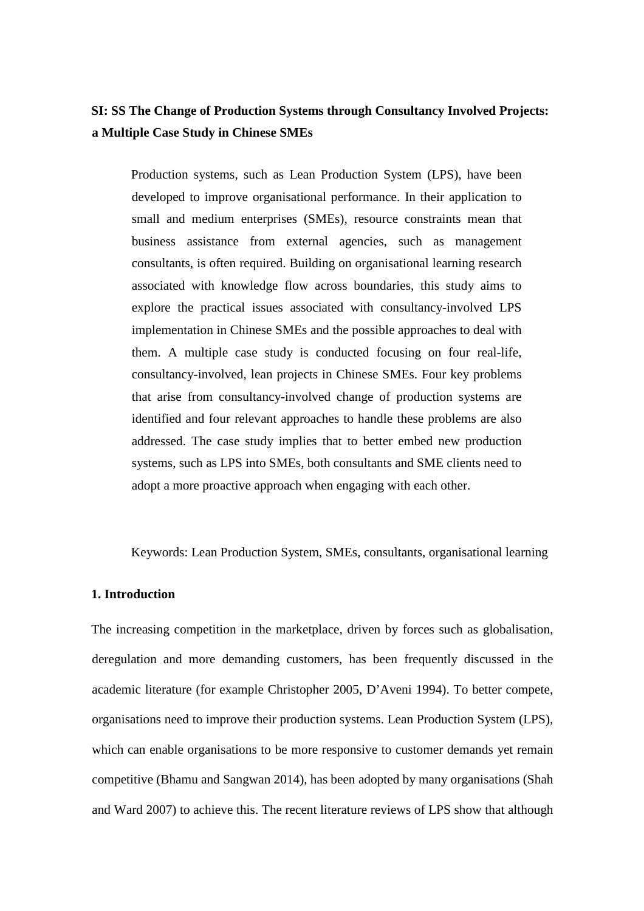**SI: SS The Change of Production Systems through Consultancy Involved Projects: a Multiple Case Study in Chinese SMEs**

Production systems, such as Lean Production System (LPS), have been developed to improve organisational performance. In their application to small and medium enterprises (SMEs), resource constraints mean that business assistance from external agencies, such as management consultants, is often required. Building on organisational learning research associated with knowledge flow across boundaries, this study aims to explore the practical issues associated with consultancy-involved LPS implementation in Chinese SMEs and the possible approaches to deal with them. A multiple case study is conducted focusing on four real-life, consultancy-involved, lean projects in Chinese SMEs. Four key problems that arise from consultancy-involved change of production systems are identified and four relevant approaches to handle these problems are also addressed. The case study implies that to better embed new production systems, such as LPS into SMEs, both consultants and SME clients need to adopt a more proactive approach when engaging with each other.

Keywords: Lean Production System, SMEs, consultants, organisational learning

## 1. Introduction

The increasing competition in the marketplace, driven by forces such as globalisation, deregulation and more demanding customers, has been frequently discussed in the academic literature (for example Christopher 2005, D'Aveni 1994). To better compete, organisations need to improve their production systems. Lean Production System (LPS), which can enable organisations to be more responsive to customer demands yet remain competitive (Bhamu and Sangwan 2014), has been adopted by many organisations (Shah and Ward 2007) to achieve this. The recent literature reviews of LPS show that although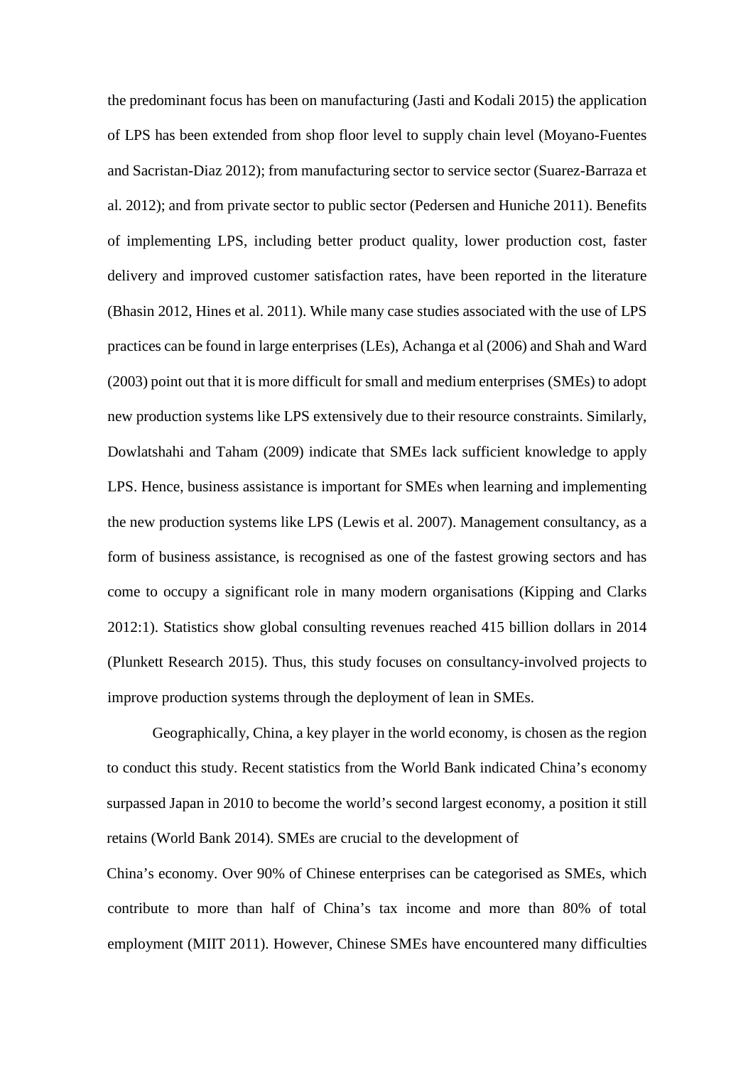the predominant focus has been on manufacturing (Jasti and Kodali 2015) the application of LPS has been extended from shop floor level to supply chain level (Moyano-Fuentes and Sacristan-Diaz 2012); from manufacturing sector to service sector (Suarez-Barraza et al. 2012); and from private sector to public sector (Pedersen and Huniche 2011). Benefits of implementing LPS, including better product quality, lower production cost, faster delivery and improved customer satisfaction rates, have been reported in the literature (Bhasin 2012, Hines et al. 2011). While many case studies associated with the use of LPS practices can be found in large enterprises (LEs), Achanga et al (2006) and Shah and Ward (2003) point out that it is more difficult for small and medium enterprises (SMEs) to adopt new production systems like LPS extensively due to their resource constraints. Similarly, Dowlatshahi and Taham (2009) indicate that SMEs lack sufficient knowledge to apply LPS. Hence, business assistance is important for SMEs when learning and implementing the new production systems like LPS (Lewis et al. 2007). Management consultancy, as a form of business assistance, is recognised as one of the fastest growing sectors and has come to occupy a significant role in many modern organisations (Kipping and Clarks 2012:1). Statistics show global consulting revenues reached 415 billion dollars in 2014 (Plunkett Research 2015). Thus, this study focuses on consultancy-involved projects to improve production systems through the deployment of lean in SMEs.

Geographically, China, a key player in the world economy, is chosen as the region to conduct this study. Recent statistics from the World Bank indicated China's economy surpassed Japan in 2010 to become the world's second largest economy, a position it still retains (World Bank 2014). SMEs are crucial to the development of China's economy. Over 90% of Chinese enterprises can be categorised as SMEs, which contribute to more than half of China's tax income and more than 80% of total employment (MIIT 2011). However, Chinese SMEs have encountered many difficulties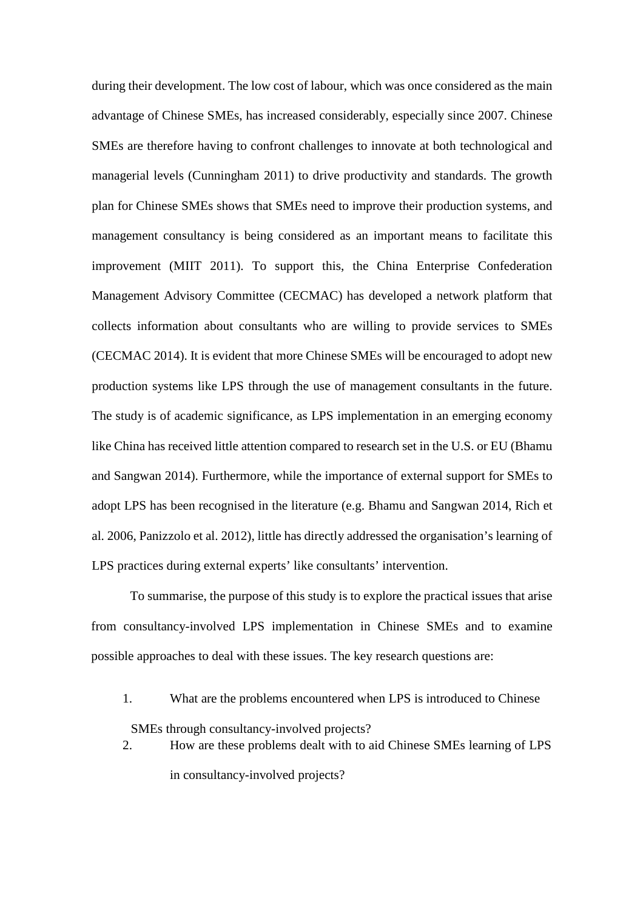during their development. The low cost of labour, which was once considered as the main advantage of Chinese SMEs, has increased considerably, especially since 2007. Chinese SMEs are therefore having to confront challenges to innovate at both technological and managerial levels (Cunningham 2011) to drive productivity and standards. The growth plan for Chinese SMEs shows that SMEs need to improve their production systems, and management consultancy is being considered as an important means to facilitate this improvement (MIIT 2011). To support this, the China Enterprise Confederation Management Advisory Committee (CECMAC) has developed a network platform that collects information about consultants who are willing to provide services to SMEs (CECMAC 2014). It is evident that more Chinese SMEs will be encouraged to adopt new production systems like LPS through the use of management consultants in the future. The study is of academic significance, as LPS implementation in an emerging economy like China has received little attention compared to research set in the U.S. or EU (Bhamu and Sangwan 2014). Furthermore, while the importance of external support for SMEs to adopt LPS has been recognised in the literature (e.g. Bhamu and Sangwan 2014, Rich et al. 2006, Panizzolo et al. 2012), little has directly addressed the organisation's learning of LPS practices during external experts' like consultants' intervention.

To summarise, the purpose of this study is to explore the practical issues that arise from consultancy-involved LPS implementation in Chinese SMEs and to examine possible approaches to deal with these issues. The key research questions are:

1. What are the problems encountered when LPS is introduced to Chinese SMEs through consultancy-involved projects?
2. How are these problems dealt with to aid Chinese SMEs learning of LPS in consultancy-involved projects?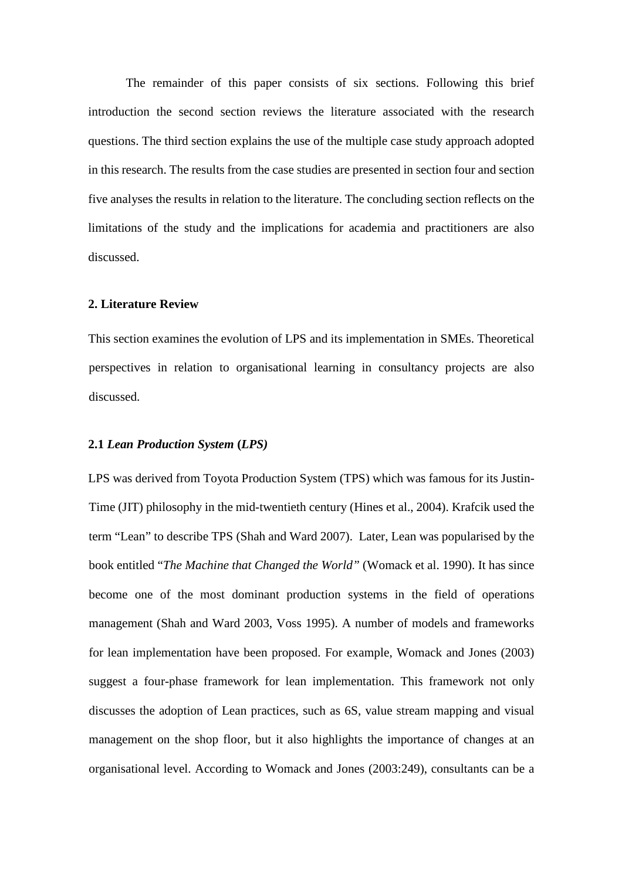The remainder of this paper consists of six sections. Following this brief introduction the second section reviews the literature associated with the research questions. The third section explains the use of the multiple case study approach adopted in this research. The results from the case studies are presented in section four and section five analyses the results in relation to the literature. The concluding section reflects on the limitations of the study and the implications for academia and practitioners are also discussed.

## 2. Literature Review

This section examines the evolution of LPS and its implementation in SMEs. Theoretical perspectives in relation to organisational learning in consultancy projects are also discussed.

### 2.1 *Lean Production System* (*LPS)*

LPS was derived from Toyota Production System (TPS) which was famous for its Justin-Time (JIT) philosophy in the mid-twentieth century (Hines et al., 2004). Krafcik used the term "Lean" to describe TPS (Shah and Ward 2007). Later, Lean was popularised by the book entitled "*The Machine that Changed the World"* (Womack et al. 1990). It has since become one of the most dominant production systems in the field of operations management (Shah and Ward 2003, Voss 1995). A number of models and frameworks for lean implementation have been proposed. For example, Womack and Jones (2003) suggest a four-phase framework for lean implementation. This framework not only discusses the adoption of Lean practices, such as 6S, value stream mapping and visual management on the shop floor, but it also highlights the importance of changes at an organisational level. According to Womack and Jones (2003:249), consultants can be a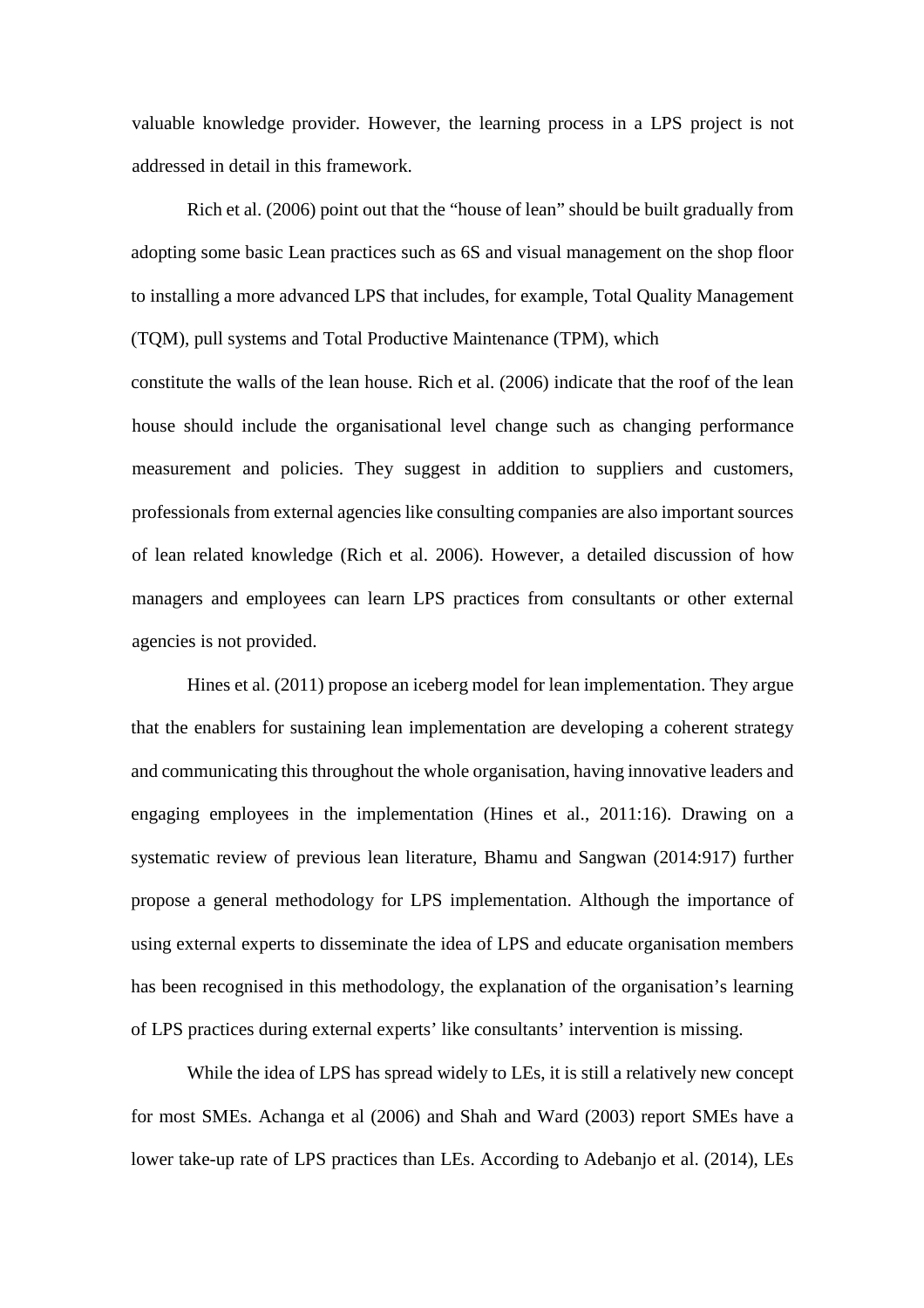valuable knowledge provider. However, the learning process in a LPS project is not addressed in detail in this framework.

Rich et al. (2006) point out that the "house of lean" should be built gradually from adopting some basic Lean practices such as 6S and visual management on the shop floor to installing a more advanced LPS that includes, for example, Total Quality Management (TQM), pull systems and Total Productive Maintenance (TPM), which constitute the walls of the lean house. Rich et al. (2006) indicate that the roof of the lean house should include the organisational level change such as changing performance measurement and policies. They suggest in addition to suppliers and customers, professionals from external agencies like consulting companies are also important sources of lean related knowledge (Rich et al. 2006). However, a detailed discussion of how managers and employees can learn LPS practices from consultants or other external agencies is not provided.

Hines et al. (2011) propose an iceberg model for lean implementation. They argue that the enablers for sustaining lean implementation are developing a coherent strategy and communicating this throughout the whole organisation, having innovative leaders and engaging employees in the implementation (Hines et al., 2011:16). Drawing on a systematic review of previous lean literature, Bhamu and Sangwan (2014:917) further propose a general methodology for LPS implementation. Although the importance of using external experts to disseminate the idea of LPS and educate organisation members has been recognised in this methodology, the explanation of the organisation's learning of LPS practices during external experts' like consultants' intervention is missing.

While the idea of LPS has spread widely to LEs, it is still a relatively new concept for most SMEs. Achanga et al (2006) and Shah and Ward (2003) report SMEs have a lower take-up rate of LPS practices than LEs. According to Adebanjo et al. (2014), LEs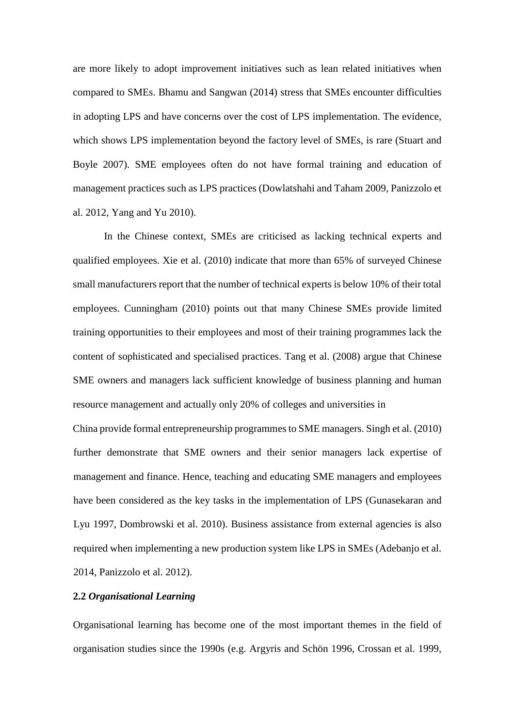are more likely to adopt improvement initiatives such as lean related initiatives when compared to SMEs. Bhamu and Sangwan (2014) stress that SMEs encounter difficulties in adopting LPS and have concerns over the cost of LPS implementation. The evidence, which shows LPS implementation beyond the factory level of SMEs, is rare (Stuart and Boyle 2007). SME employees often do not have formal training and education of management practices such as LPS practices (Dowlatshahi and Taham 2009, Panizzolo et al. 2012, Yang and Yu 2010).

In the Chinese context, SMEs are criticised as lacking technical experts and qualified employees. Xie et al. (2010) indicate that more than 65% of surveyed Chinese small manufacturers report that the number of technical experts is below 10% of their total employees. Cunningham (2010) points out that many Chinese SMEs provide limited training opportunities to their employees and most of their training programmes lack the content of sophisticated and specialised practices. Tang et al. (2008) argue that Chinese SME owners and managers lack sufficient knowledge of business planning and human resource management and actually only 20% of colleges and universities in China provide formal entrepreneurship programmes to SME managers. Singh et al. (2010) further demonstrate that SME owners and their senior managers lack expertise of management and finance. Hence, teaching and educating SME managers and employees have been considered as the key tasks in the implementation of LPS (Gunasekaran and Lyu 1997, Dombrowski et al. 2010). Business assistance from external agencies is also required when implementing a new production system like LPS in SMEs (Adebanjo et al. 2014, Panizzolo et al. 2012).

### 2.2 *Organisational Learning*

Organisational learning has become one of the most important themes in the field of organisation studies since the 1990s (e.g. Argyris and Schön 1996, Crossan et al. 1999,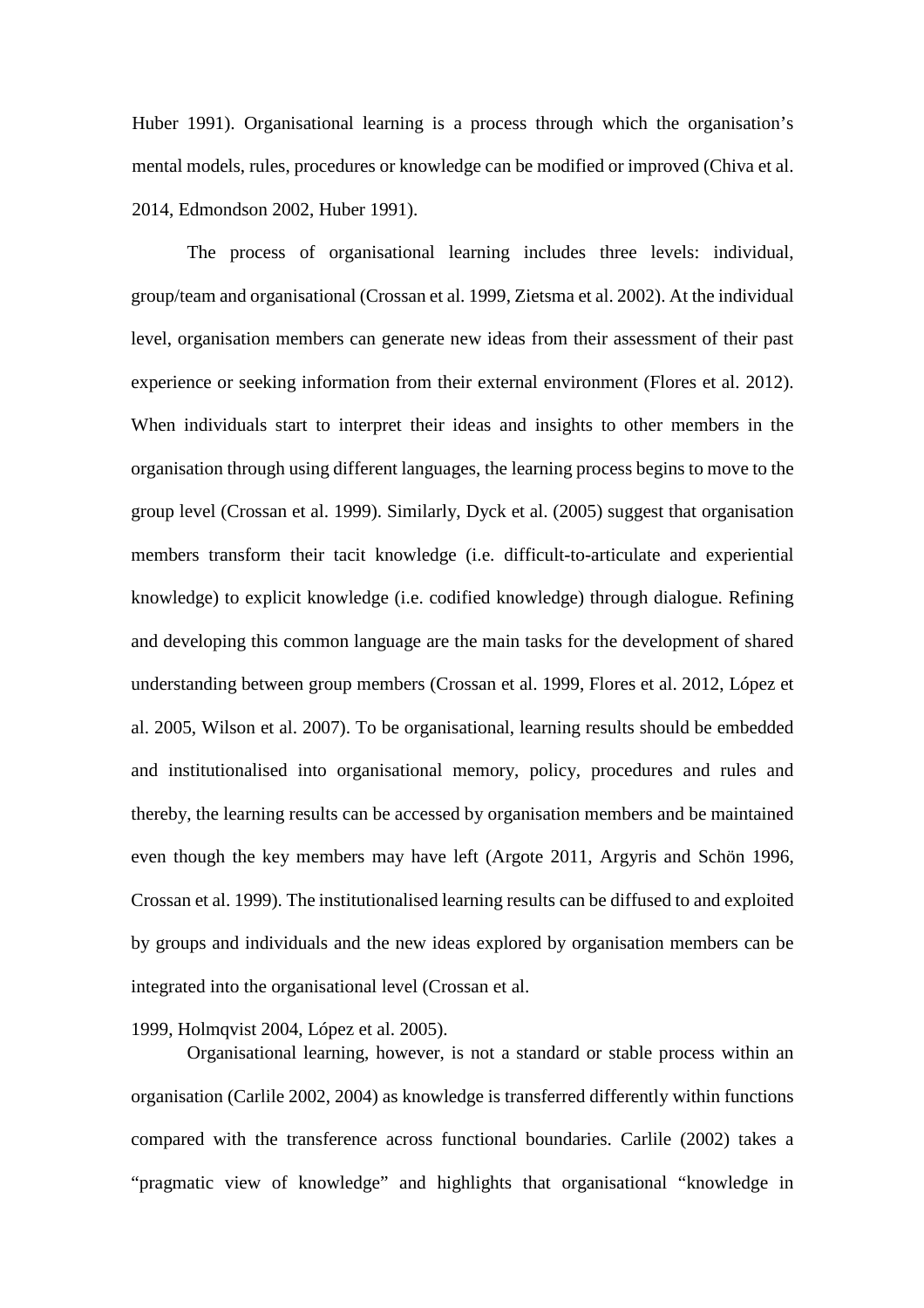Huber 1991). Organisational learning is a process through which the organisation's mental models, rules, procedures or knowledge can be modified or improved (Chiva et al. 2014, Edmondson 2002, Huber 1991).

The process of organisational learning includes three levels: individual, group/team and organisational (Crossan et al. 1999, Zietsma et al. 2002). At the individual level, organisation members can generate new ideas from their assessment of their past experience or seeking information from their external environment (Flores et al. 2012). When individuals start to interpret their ideas and insights to other members in the organisation through using different languages, the learning process begins to move to the group level (Crossan et al. 1999). Similarly, Dyck et al. (2005) suggest that organisation members transform their tacit knowledge (i.e. difficult-to-articulate and experiential knowledge) to explicit knowledge (i.e. codified knowledge) through dialogue. Refining and developing this common language are the main tasks for the development of shared understanding between group members (Crossan et al. 1999, Flores et al. 2012, López et al. 2005, Wilson et al. 2007). To be organisational, learning results should be embedded and institutionalised into organisational memory, policy, procedures and rules and thereby, the learning results can be accessed by organisation members and be maintained even though the key members may have left (Argote 2011, Argyris and Schön 1996, Crossan et al. 1999). The institutionalised learning results can be diffused to and exploited by groups and individuals and the new ideas explored by organisation members can be integrated into the organisational level (Crossan et al. 1999, Holmqvist 2004, López et al. 2005).

Organisational learning, however, is not a standard or stable process within an organisation (Carlile 2002, 2004) as knowledge is transferred differently within functions compared with the transference across functional boundaries. Carlile (2002) takes a "pragmatic view of knowledge" and highlights that organisational "knowledge in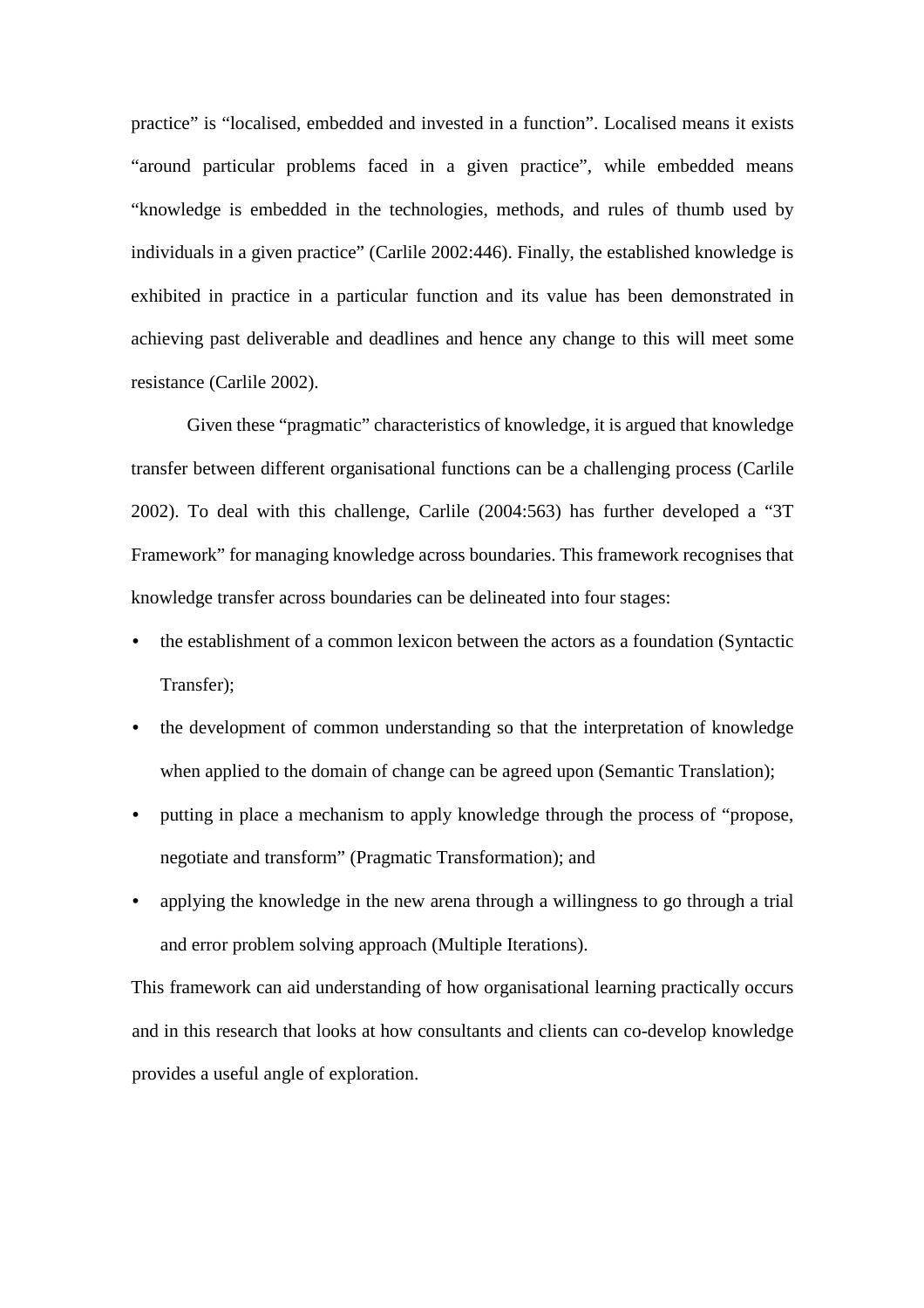practice" is "localised, embedded and invested in a function". Localised means it exists "around particular problems faced in a given practice", while embedded means "knowledge is embedded in the technologies, methods, and rules of thumb used by individuals in a given practice" (Carlile 2002:446). Finally, the established knowledge is exhibited in practice in a particular function and its value has been demonstrated in achieving past deliverable and deadlines and hence any change to this will meet some resistance (Carlile 2002).

Given these "pragmatic" characteristics of knowledge, it is argued that knowledge transfer between different organisational functions can be a challenging process (Carlile 2002). To deal with this challenge, Carlile (2004:563) has further developed a "3T Framework" for managing knowledge across boundaries. This framework recognises that knowledge transfer across boundaries can be delineated into four stages:

- the establishment of a common lexicon between the actors as a foundation (Syntactic Transfer);
- the development of common understanding so that the interpretation of knowledge when applied to the domain of change can be agreed upon (Semantic Translation);
- putting in place a mechanism to apply knowledge through the process of "propose, negotiate and transform" (Pragmatic Transformation); and
- applying the knowledge in the new arena through a willingness to go through a trial and error problem solving approach (Multiple Iterations).

This framework can aid understanding of how organisational learning practically occurs and in this research that looks at how consultants and clients can co-develop knowledge provides a useful angle of exploration.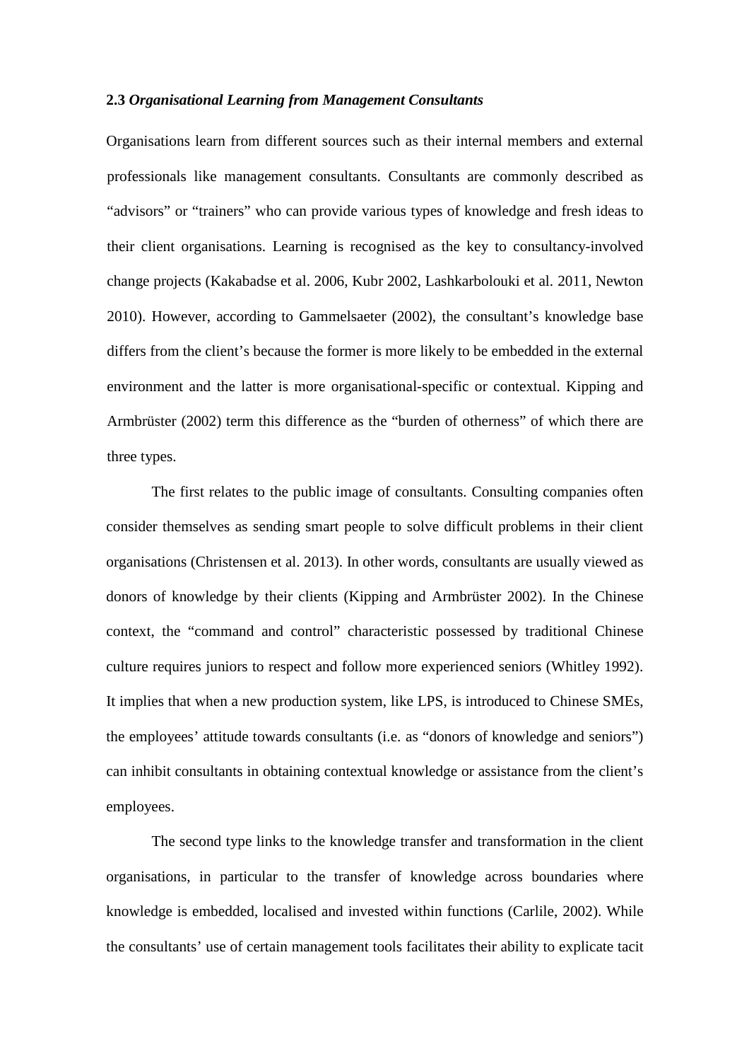**2.3** ***Organisational Learning from Management Consultants***

Organisations learn from different sources such as their internal members and external professionals like management consultants. Consultants are commonly described as "advisors" or "trainers" who can provide various types of knowledge and fresh ideas to their client organisations. Learning is recognised as the key to consultancy-involved change projects (Kakabadse et al. 2006, Kubr 2002, Lashkarbolouki et al. 2011, Newton 2010). However, according to Gammelsaeter (2002), the consultant's knowledge base differs from the client's because the former is more likely to be embedded in the external environment and the latter is more organisational-specific or contextual. Kipping and Armbrüster (2002) term this difference as the "burden of otherness" of which there are three types.

The first relates to the public image of consultants. Consulting companies often consider themselves as sending smart people to solve difficult problems in their client organisations (Christensen et al. 2013). In other words, consultants are usually viewed as donors of knowledge by their clients (Kipping and Armbrüster 2002). In the Chinese context, the "command and control" characteristic possessed by traditional Chinese culture requires juniors to respect and follow more experienced seniors (Whitley 1992). It implies that when a new production system, like LPS, is introduced to Chinese SMEs, the employees' attitude towards consultants (i.e. as "donors of knowledge and seniors") can inhibit consultants in obtaining contextual knowledge or assistance from the client's employees.

The second type links to the knowledge transfer and transformation in the client organisations, in particular to the transfer of knowledge across boundaries where knowledge is embedded, localised and invested within functions (Carlile, 2002). While the consultants' use of certain management tools facilitates their ability to explicate tacit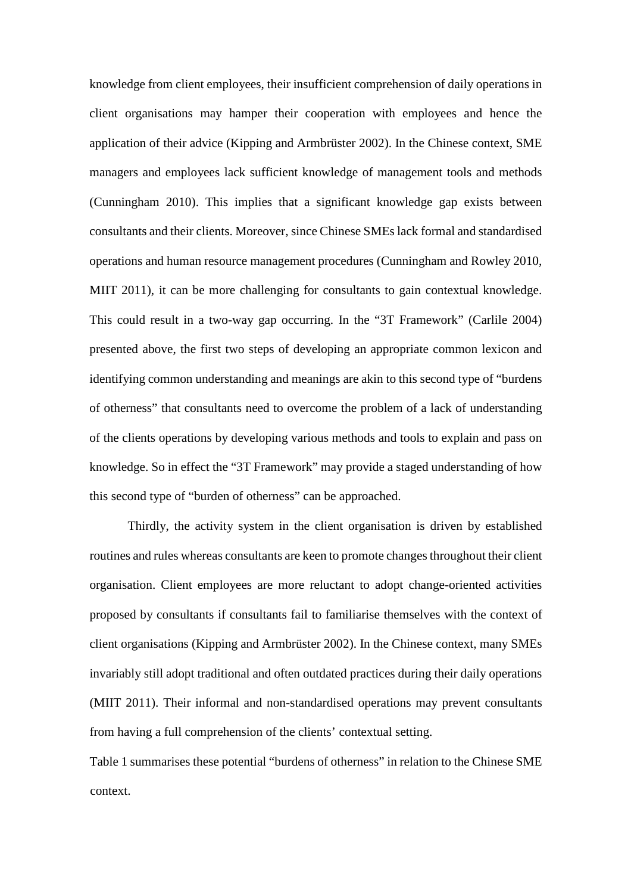knowledge from client employees, their insufficient comprehension of daily operations in client organisations may hamper their cooperation with employees and hence the application of their advice (Kipping and Armbrüster 2002). In the Chinese context, SME managers and employees lack sufficient knowledge of management tools and methods (Cunningham 2010). This implies that a significant knowledge gap exists between consultants and their clients. Moreover, since Chinese SMEs lack formal and standardised operations and human resource management procedures (Cunningham and Rowley 2010, MIIT 2011), it can be more challenging for consultants to gain contextual knowledge. This could result in a two-way gap occurring. In the "3T Framework" (Carlile 2004) presented above, the first two steps of developing an appropriate common lexicon and identifying common understanding and meanings are akin to this second type of "burdens of otherness" that consultants need to overcome the problem of a lack of understanding of the clients operations by developing various methods and tools to explain and pass on knowledge. So in effect the "3T Framework" may provide a staged understanding of how this second type of "burden of otherness" can be approached.

Thirdly, the activity system in the client organisation is driven by established routines and rules whereas consultants are keen to promote changes throughout their client organisation. Client employees are more reluctant to adopt change-oriented activities proposed by consultants if consultants fail to familiarise themselves with the context of client organisations (Kipping and Armbrüster 2002). In the Chinese context, many SMEs invariably still adopt traditional and often outdated practices during their daily operations (MIIT 2011). Their informal and non-standardised operations may prevent consultants from having a full comprehension of the clients' contextual setting.

Table 1 summarises these potential "burdens of otherness" in relation to the Chinese SME context.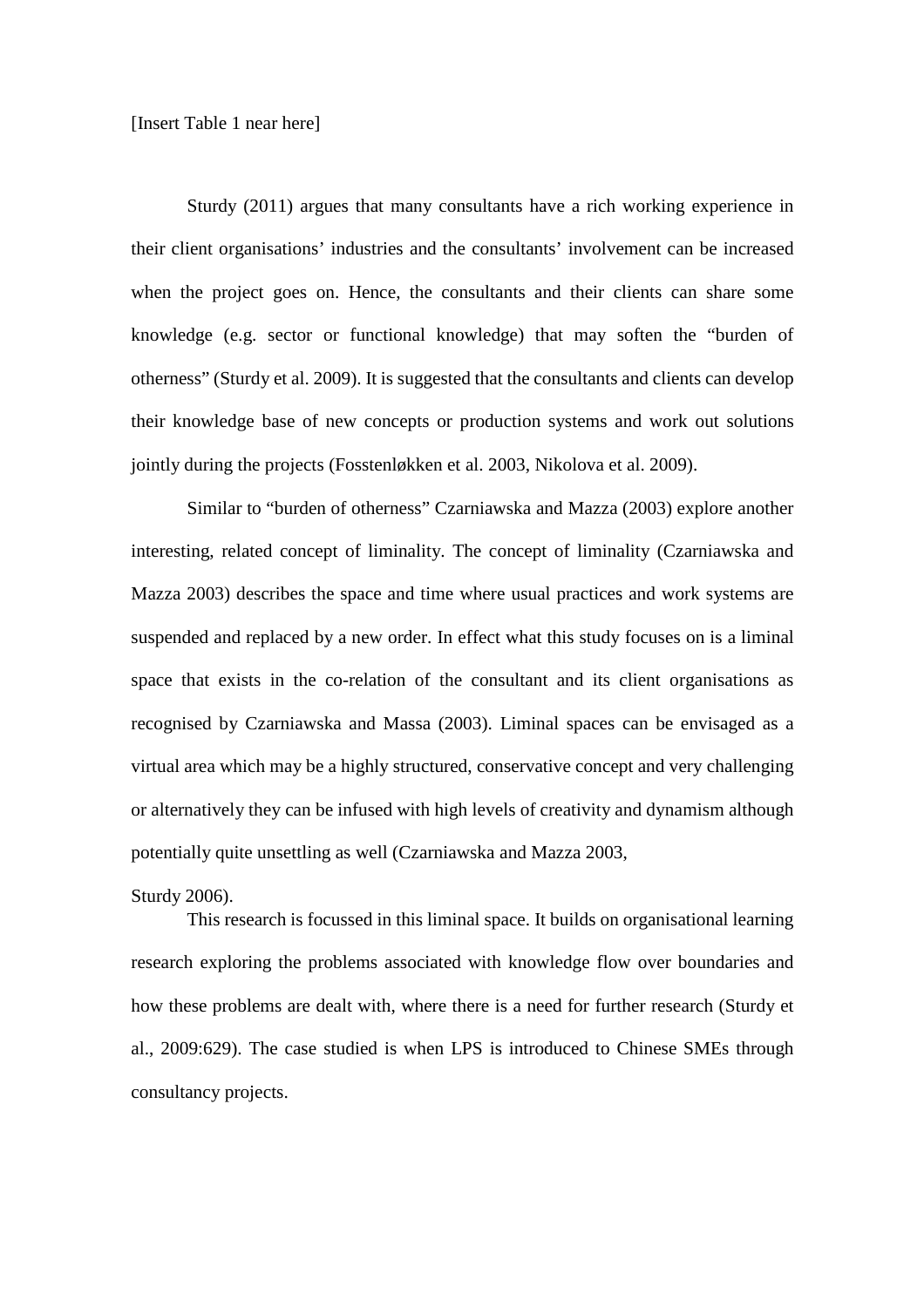[Insert Table 1 near here]

Sturdy (2011) argues that many consultants have a rich working experience in their client organisations' industries and the consultants' involvement can be increased when the project goes on. Hence, the consultants and their clients can share some knowledge (e.g. sector or functional knowledge) that may soften the "burden of otherness" (Sturdy et al. 2009). It is suggested that the consultants and clients can develop their knowledge base of new concepts or production systems and work out solutions jointly during the projects (Fosstenløkken et al. 2003, Nikolova et al. 2009).

Similar to "burden of otherness" Czarniawska and Mazza (2003) explore another interesting, related concept of liminality. The concept of liminality (Czarniawska and Mazza 2003) describes the space and time where usual practices and work systems are suspended and replaced by a new order. In effect what this study focuses on is a liminal space that exists in the co-relation of the consultant and its client organisations as recognised by Czarniawska and Massa (2003). Liminal spaces can be envisaged as a virtual area which may be a highly structured, conservative concept and very challenging or alternatively they can be infused with high levels of creativity and dynamism although potentially quite unsettling as well (Czarniawska and Mazza 2003, Sturdy 2006).

This research is focussed in this liminal space. It builds on organisational learning research exploring the problems associated with knowledge flow over boundaries and how these problems are dealt with, where there is a need for further research (Sturdy et al., 2009:629). The case studied is when LPS is introduced to Chinese SMEs through consultancy projects.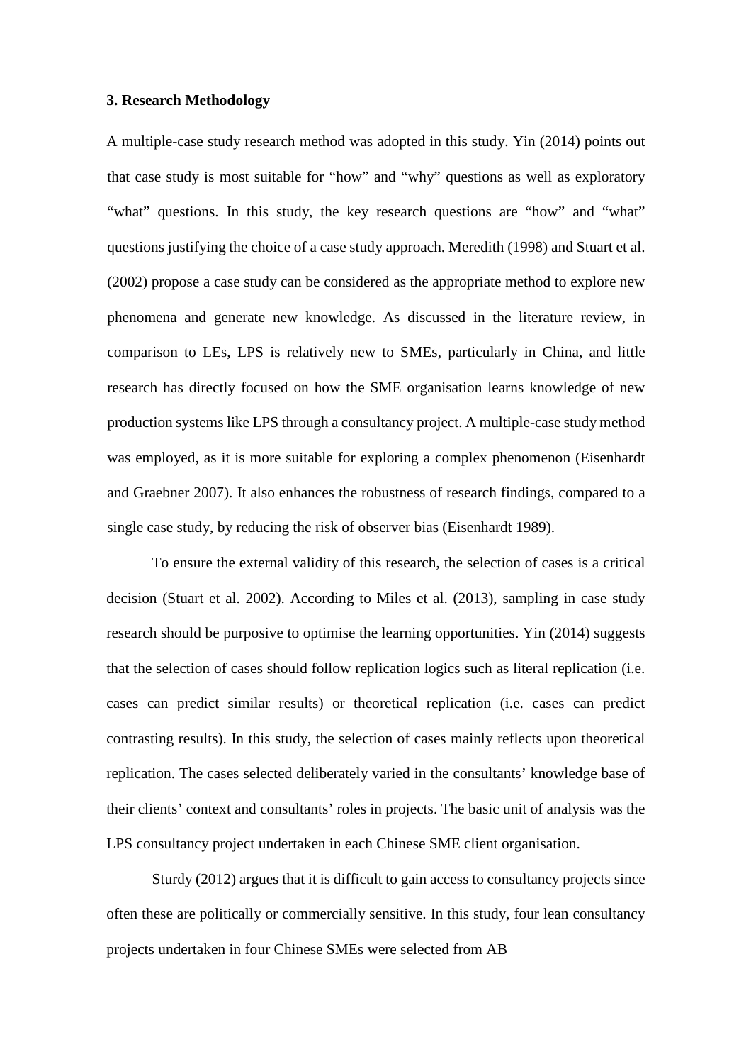## 3. Research Methodology

A multiple-case study research method was adopted in this study. Yin (2014) points out that case study is most suitable for "how" and "why" questions as well as exploratory "what" questions. In this study, the key research questions are "how" and "what" questions justifying the choice of a case study approach. Meredith (1998) and Stuart et al. (2002) propose a case study can be considered as the appropriate method to explore new phenomena and generate new knowledge. As discussed in the literature review, in comparison to LEs, LPS is relatively new to SMEs, particularly in China, and little research has directly focused on how the SME organisation learns knowledge of new production systems like LPS through a consultancy project. A multiple-case study method was employed, as it is more suitable for exploring a complex phenomenon (Eisenhardt and Graebner 2007). It also enhances the robustness of research findings, compared to a single case study, by reducing the risk of observer bias (Eisenhardt 1989).

To ensure the external validity of this research, the selection of cases is a critical decision (Stuart et al. 2002). According to Miles et al. (2013), sampling in case study research should be purposive to optimise the learning opportunities. Yin (2014) suggests that the selection of cases should follow replication logics such as literal replication (i.e. cases can predict similar results) or theoretical replication (i.e. cases can predict contrasting results). In this study, the selection of cases mainly reflects upon theoretical replication. The cases selected deliberately varied in the consultants' knowledge base of their clients' context and consultants' roles in projects. The basic unit of analysis was the LPS consultancy project undertaken in each Chinese SME client organisation.

Sturdy (2012) argues that it is difficult to gain access to consultancy projects since often these are politically or commercially sensitive. In this study, four lean consultancy projects undertaken in four Chinese SMEs were selected from AB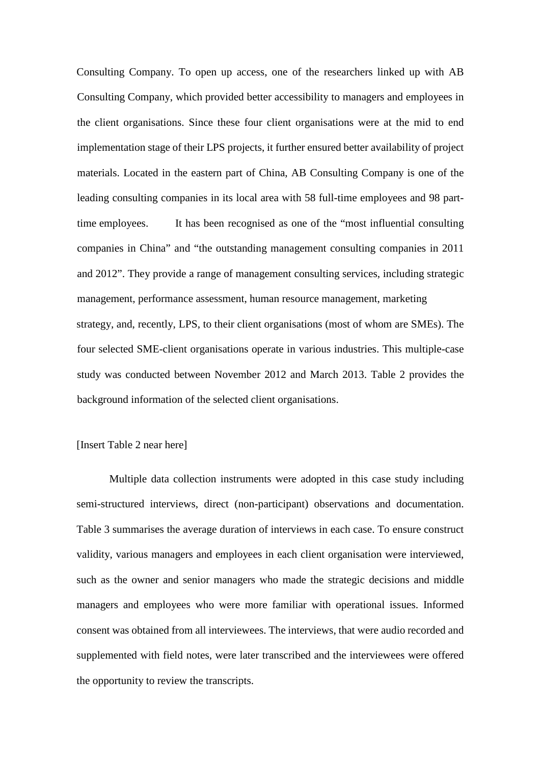Consulting Company. To open up access, one of the researchers linked up with AB Consulting Company, which provided better accessibility to managers and employees in the client organisations. Since these four client organisations were at the mid to end implementation stage of their LPS projects, it further ensured better availability of project materials. Located in the eastern part of China, AB Consulting Company is one of the leading consulting companies in its local area with 58 full-time employees and 98 part-time employees. It has been recognised as one of the "most influential consulting companies in China" and "the outstanding management consulting companies in 2011 and 2012". They provide a range of management consulting services, including strategic management, performance assessment, human resource management, marketing strategy, and, recently, LPS, to their client organisations (most of whom are SMEs). The four selected SME-client organisations operate in various industries. This multiple-case study was conducted between November 2012 and March 2013. Table 2 provides the background information of the selected client organisations.

[Insert Table 2 near here]

Multiple data collection instruments were adopted in this case study including semi-structured interviews, direct (non-participant) observations and documentation. Table 3 summarises the average duration of interviews in each case. To ensure construct validity, various managers and employees in each client organisation were interviewed, such as the owner and senior managers who made the strategic decisions and middle managers and employees who were more familiar with operational issues. Informed consent was obtained from all interviewees. The interviews, that were audio recorded and supplemented with field notes, were later transcribed and the interviewees were offered the opportunity to review the transcripts.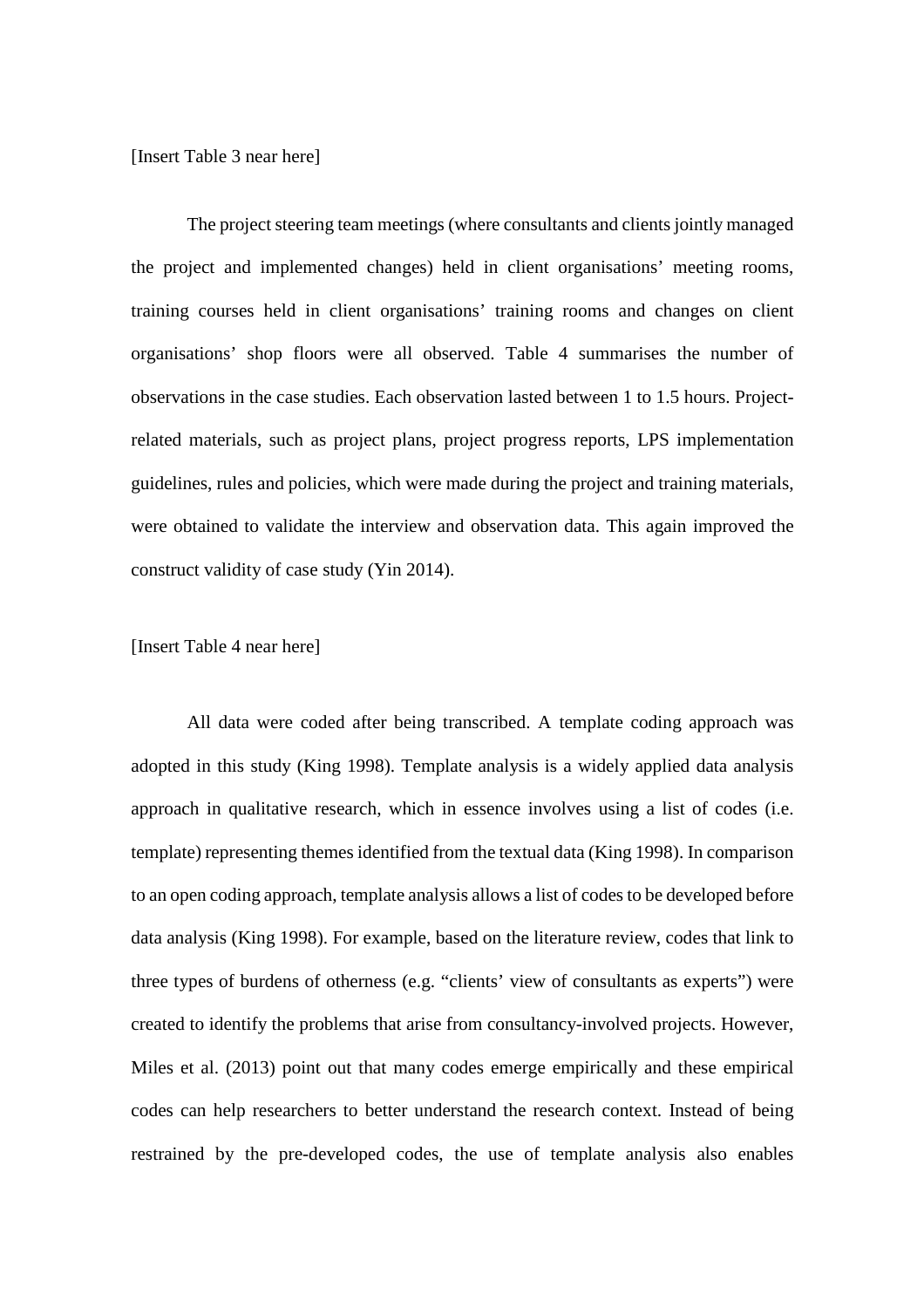[Insert Table 3 near here]

The project steering team meetings (where consultants and clients jointly managed the project and implemented changes) held in client organisations' meeting rooms, training courses held in client organisations' training rooms and changes on client organisations' shop floors were all observed. Table 4 summarises the number of observations in the case studies. Each observation lasted between 1 to 1.5 hours. Project-related materials, such as project plans, project progress reports, LPS implementation guidelines, rules and policies, which were made during the project and training materials, were obtained to validate the interview and observation data. This again improved the construct validity of case study (Yin 2014).

[Insert Table 4 near here]

All data were coded after being transcribed. A template coding approach was adopted in this study (King 1998). Template analysis is a widely applied data analysis approach in qualitative research, which in essence involves using a list of codes (i.e. template) representing themes identified from the textual data (King 1998). In comparison to an open coding approach, template analysis allows a list of codes to be developed before data analysis (King 1998). For example, based on the literature review, codes that link to three types of burdens of otherness (e.g. "clients' view of consultants as experts") were created to identify the problems that arise from consultancy-involved projects. However, Miles et al. (2013) point out that many codes emerge empirically and these empirical codes can help researchers to better understand the research context. Instead of being restrained by the pre-developed codes, the use of template analysis also enables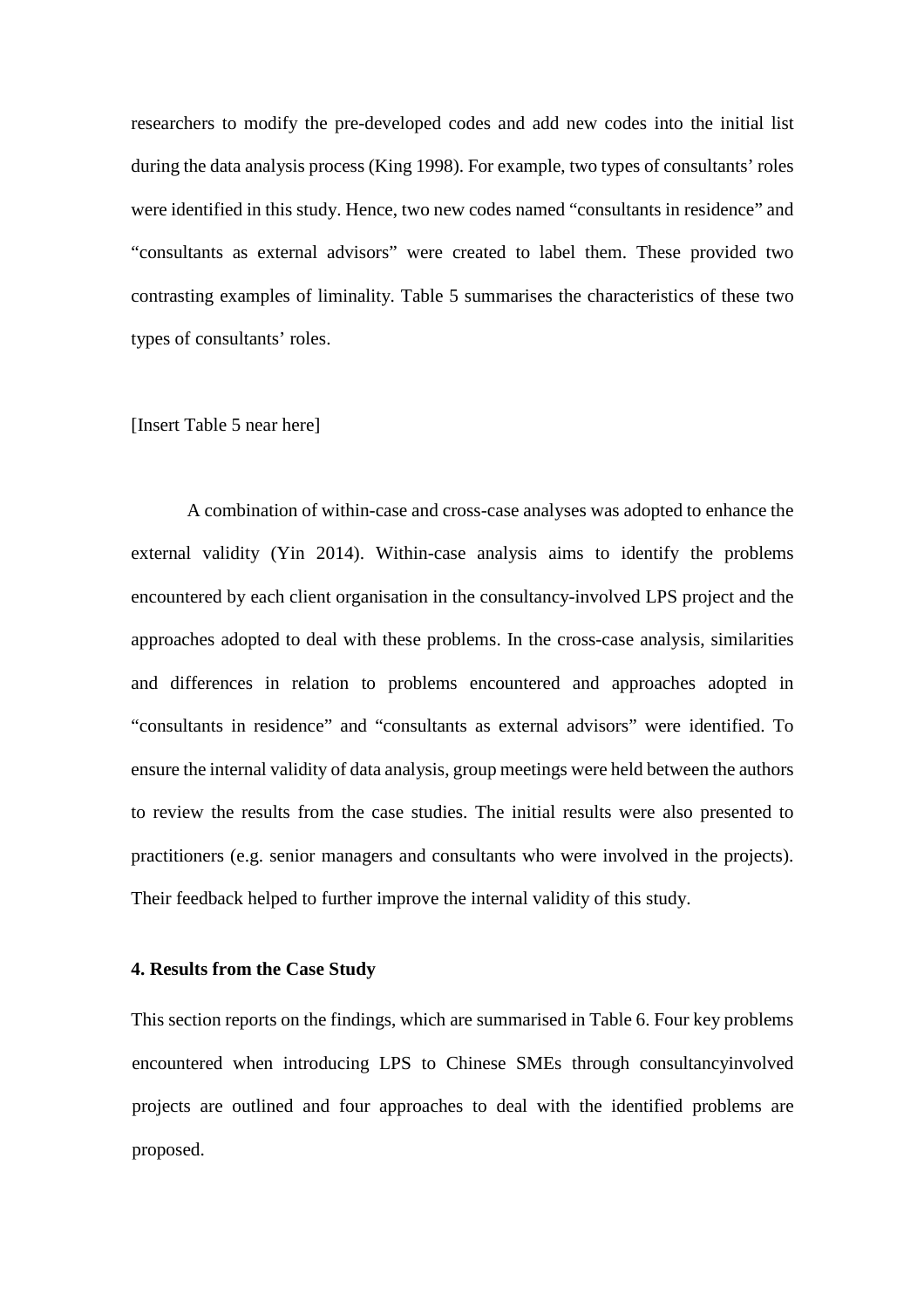researchers to modify the pre-developed codes and add new codes into the initial list during the data analysis process (King 1998). For example, two types of consultants' roles were identified in this study. Hence, two new codes named "consultants in residence" and "consultants as external advisors" were created to label them. These provided two contrasting examples of liminality. Table 5 summarises the characteristics of these two types of consultants' roles.

[Insert Table 5 near here]

A combination of within-case and cross-case analyses was adopted to enhance the external validity (Yin 2014). Within-case analysis aims to identify the problems encountered by each client organisation in the consultancy-involved LPS project and the approaches adopted to deal with these problems. In the cross-case analysis, similarities and differences in relation to problems encountered and approaches adopted in "consultants in residence" and "consultants as external advisors" were identified. To ensure the internal validity of data analysis, group meetings were held between the authors to review the results from the case studies. The initial results were also presented to practitioners (e.g. senior managers and consultants who were involved in the projects). Their feedback helped to further improve the internal validity of this study.

### 4. Results from the Case Study

This section reports on the findings, which are summarised in Table 6. Four key problems encountered when introducing LPS to Chinese SMEs through consultancyinvolved projects are outlined and four approaches to deal with the identified problems are proposed.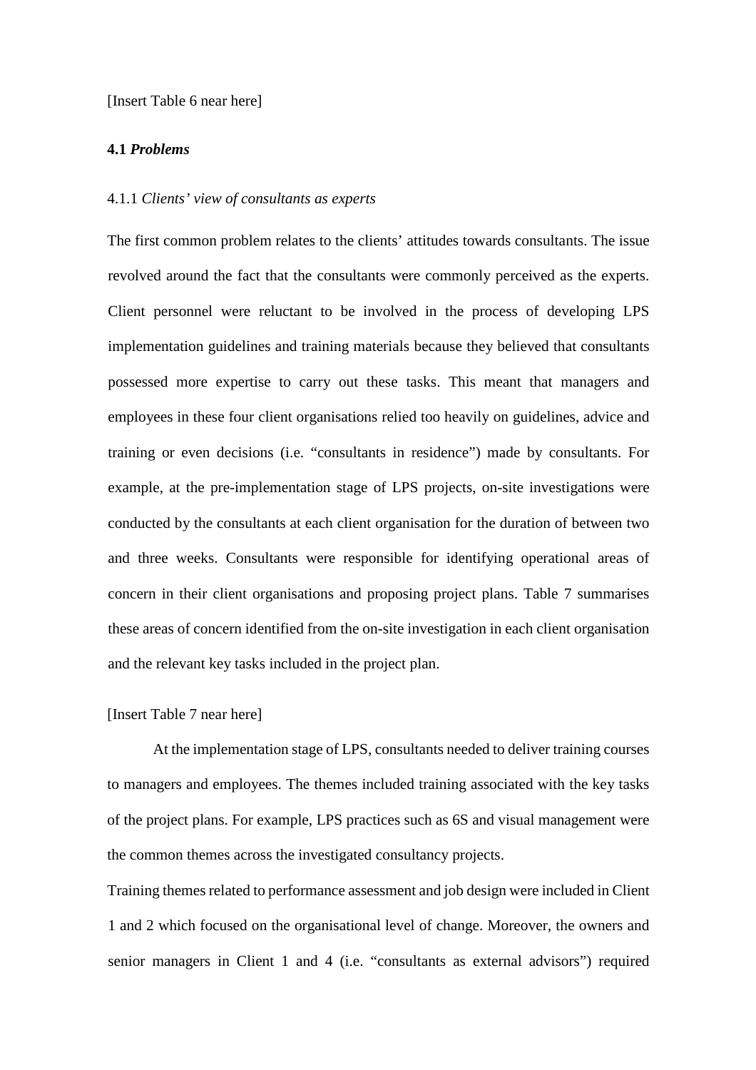[Insert Table 6 near here]

### 4.1 ***Problems***

4.1.1 *Clients' view of consultants as experts*

The first common problem relates to the clients' attitudes towards consultants. The issue revolved around the fact that the consultants were commonly perceived as the experts. Client personnel were reluctant to be involved in the process of developing LPS implementation guidelines and training materials because they believed that consultants possessed more expertise to carry out these tasks. This meant that managers and employees in these four client organisations relied too heavily on guidelines, advice and training or even decisions (i.e. "consultants in residence") made by consultants. For example, at the pre-implementation stage of LPS projects, on-site investigations were conducted by the consultants at each client organisation for the duration of between two and three weeks. Consultants were responsible for identifying operational areas of concern in their client organisations and proposing project plans. Table 7 summarises these areas of concern identified from the on-site investigation in each client organisation and the relevant key tasks included in the project plan.

[Insert Table 7 near here]

At the implementation stage of LPS, consultants needed to deliver training courses to managers and employees. The themes included training associated with the key tasks of the project plans. For example, LPS practices such as 6S and visual management were the common themes across the investigated consultancy projects.

Training themes related to performance assessment and job design were included in Client 1 and 2 which focused on the organisational level of change. Moreover, the owners and senior managers in Client 1 and 4 (i.e. "consultants as external advisors") required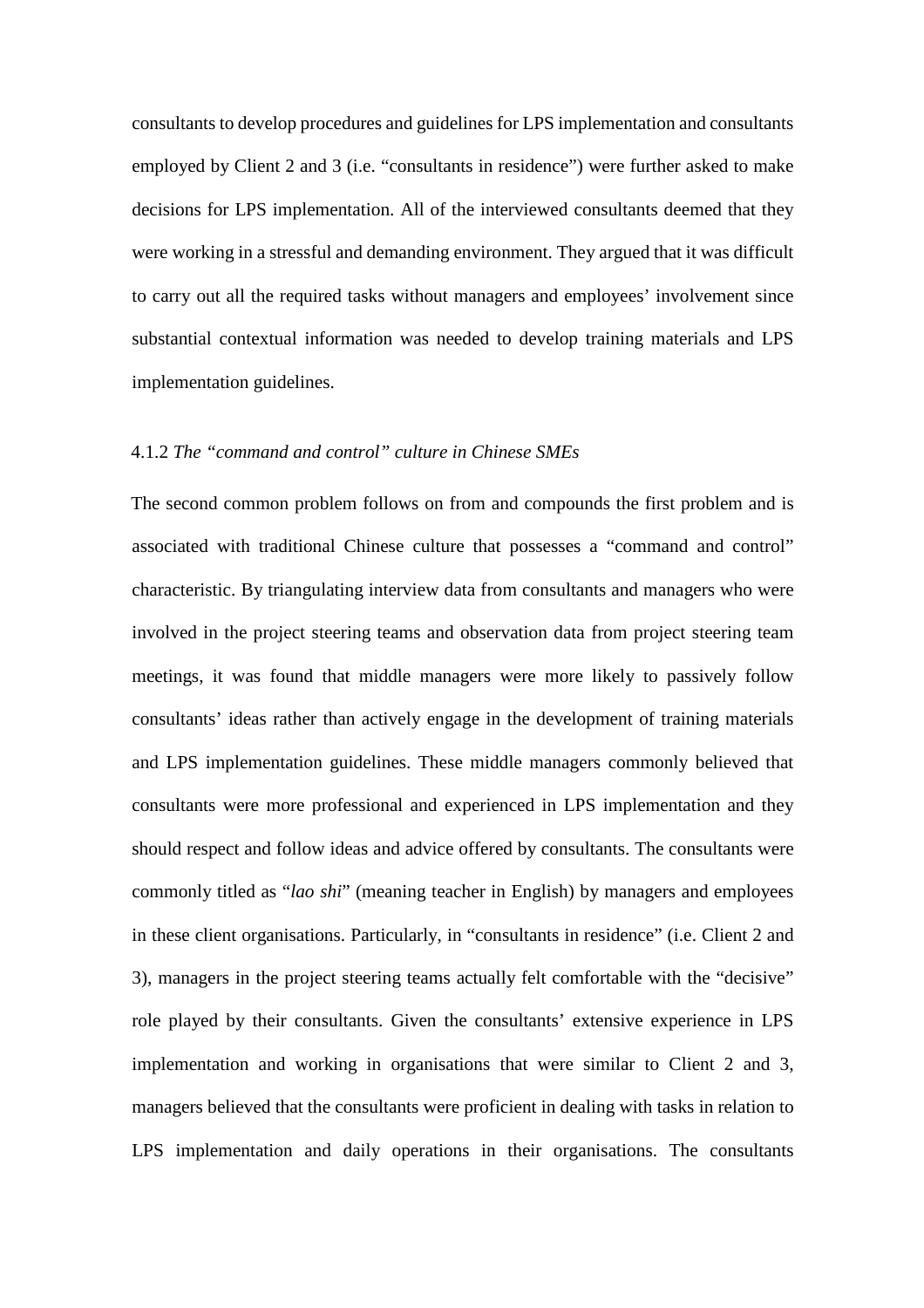consultants to develop procedures and guidelines for LPS implementation and consultants employed by Client 2 and 3 (i.e. "consultants in residence") were further asked to make decisions for LPS implementation. All of the interviewed consultants deemed that they were working in a stressful and demanding environment. They argued that it was difficult to carry out all the required tasks without managers and employees' involvement since substantial contextual information was needed to develop training materials and LPS implementation guidelines.

### 4.1.2 *The "command and control" culture in Chinese SMEs*

The second common problem follows on from and compounds the first problem and is associated with traditional Chinese culture that possesses a "command and control" characteristic. By triangulating interview data from consultants and managers who were involved in the project steering teams and observation data from project steering team meetings, it was found that middle managers were more likely to passively follow consultants' ideas rather than actively engage in the development of training materials and LPS implementation guidelines. These middle managers commonly believed that consultants were more professional and experienced in LPS implementation and they should respect and follow ideas and advice offered by consultants. The consultants were commonly titled as "*lao shi*" (meaning teacher in English) by managers and employees in these client organisations. Particularly, in "consultants in residence" (i.e. Client 2 and 3), managers in the project steering teams actually felt comfortable with the "decisive" role played by their consultants. Given the consultants' extensive experience in LPS implementation and working in organisations that were similar to Client 2 and 3, managers believed that the consultants were proficient in dealing with tasks in relation to LPS implementation and daily operations in their organisations. The consultants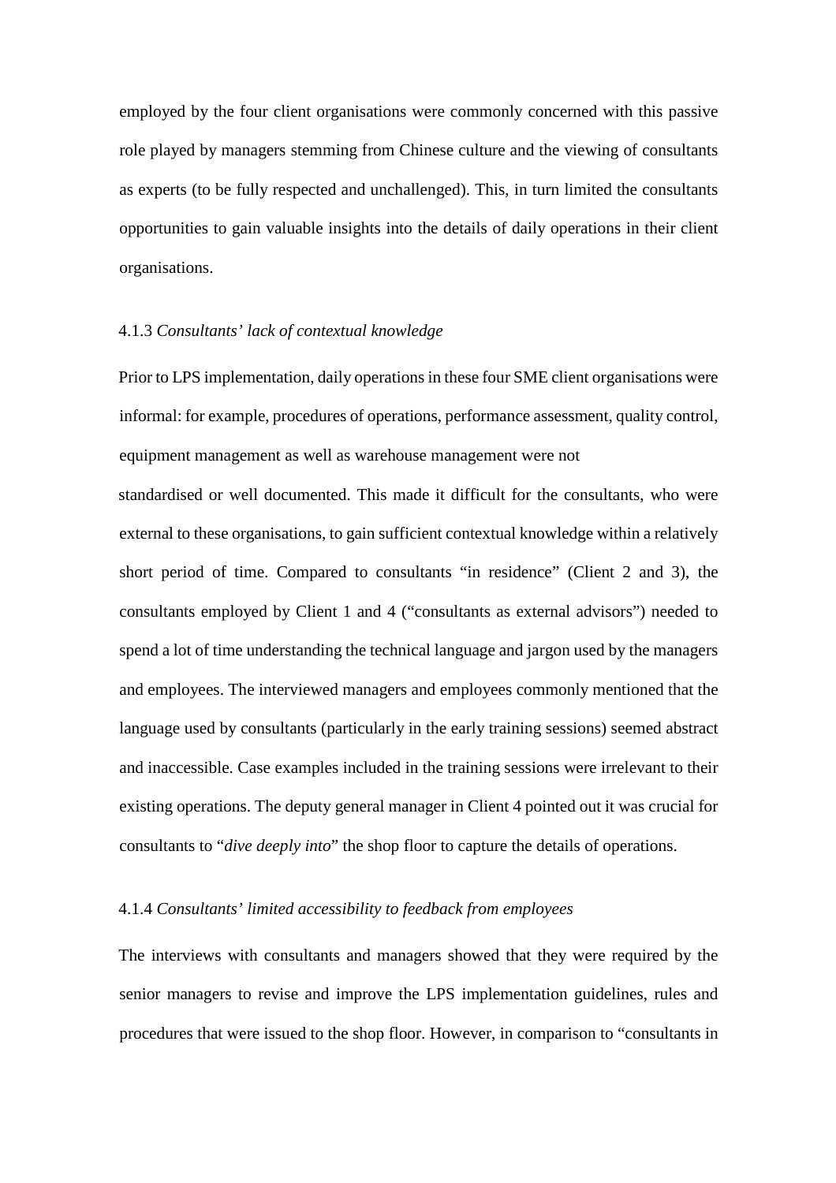employed by the four client organisations were commonly concerned with this passive role played by managers stemming from Chinese culture and the viewing of consultants as experts (to be fully respected and unchallenged). This, in turn limited the consultants opportunities to gain valuable insights into the details of daily operations in their client organisations.

### 4.1.3 *Consultants' lack of contextual knowledge*

Prior to LPS implementation, daily operations in these four SME client organisations were informal: for example, procedures of operations, performance assessment, quality control, equipment management as well as warehouse management were not standardised or well documented. This made it difficult for the consultants, who were external to these organisations, to gain sufficient contextual knowledge within a relatively short period of time. Compared to consultants "in residence" (Client 2 and 3), the consultants employed by Client 1 and 4 ("consultants as external advisors") needed to spend a lot of time understanding the technical language and jargon used by the managers and employees. The interviewed managers and employees commonly mentioned that the language used by consultants (particularly in the early training sessions) seemed abstract and inaccessible. Case examples included in the training sessions were irrelevant to their existing operations. The deputy general manager in Client 4 pointed out it was crucial for consultants to "*dive deeply into*" the shop floor to capture the details of operations.

### 4.1.4 *Consultants' limited accessibility to feedback from employees*

The interviews with consultants and managers showed that they were required by the senior managers to revise and improve the LPS implementation guidelines, rules and procedures that were issued to the shop floor. However, in comparison to "consultants in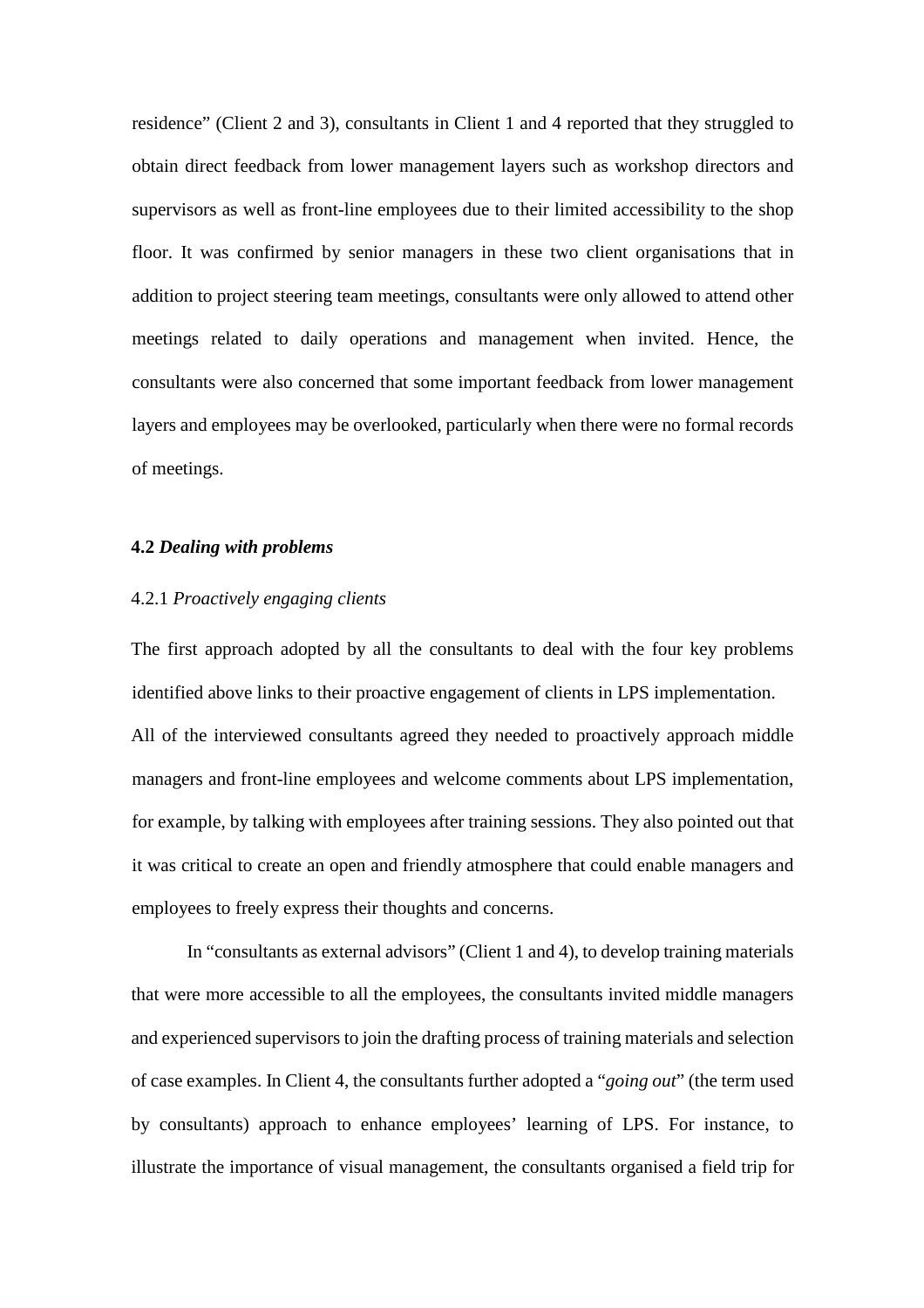residence" (Client 2 and 3), consultants in Client 1 and 4 reported that they struggled to obtain direct feedback from lower management layers such as workshop directors and supervisors as well as front-line employees due to their limited accessibility to the shop floor. It was confirmed by senior managers in these two client organisations that in addition to project steering team meetings, consultants were only allowed to attend other meetings related to daily operations and management when invited. Hence, the consultants were also concerned that some important feedback from lower management layers and employees may be overlooked, particularly when there were no formal records of meetings.

### 4.2 *Dealing with problems*

#### 4.2.1 *Proactively engaging clients*

The first approach adopted by all the consultants to deal with the four key problems identified above links to their proactive engagement of clients in LPS implementation.

All of the interviewed consultants agreed they needed to proactively approach middle managers and front-line employees and welcome comments about LPS implementation, for example, by talking with employees after training sessions. They also pointed out that it was critical to create an open and friendly atmosphere that could enable managers and employees to freely express their thoughts and concerns.

In "consultants as external advisors" (Client 1 and 4), to develop training materials that were more accessible to all the employees, the consultants invited middle managers and experienced supervisors to join the drafting process of training materials and selection of case examples. In Client 4, the consultants further adopted a "*going out*" (the term used by consultants) approach to enhance employees' learning of LPS. For instance, to illustrate the importance of visual management, the consultants organised a field trip for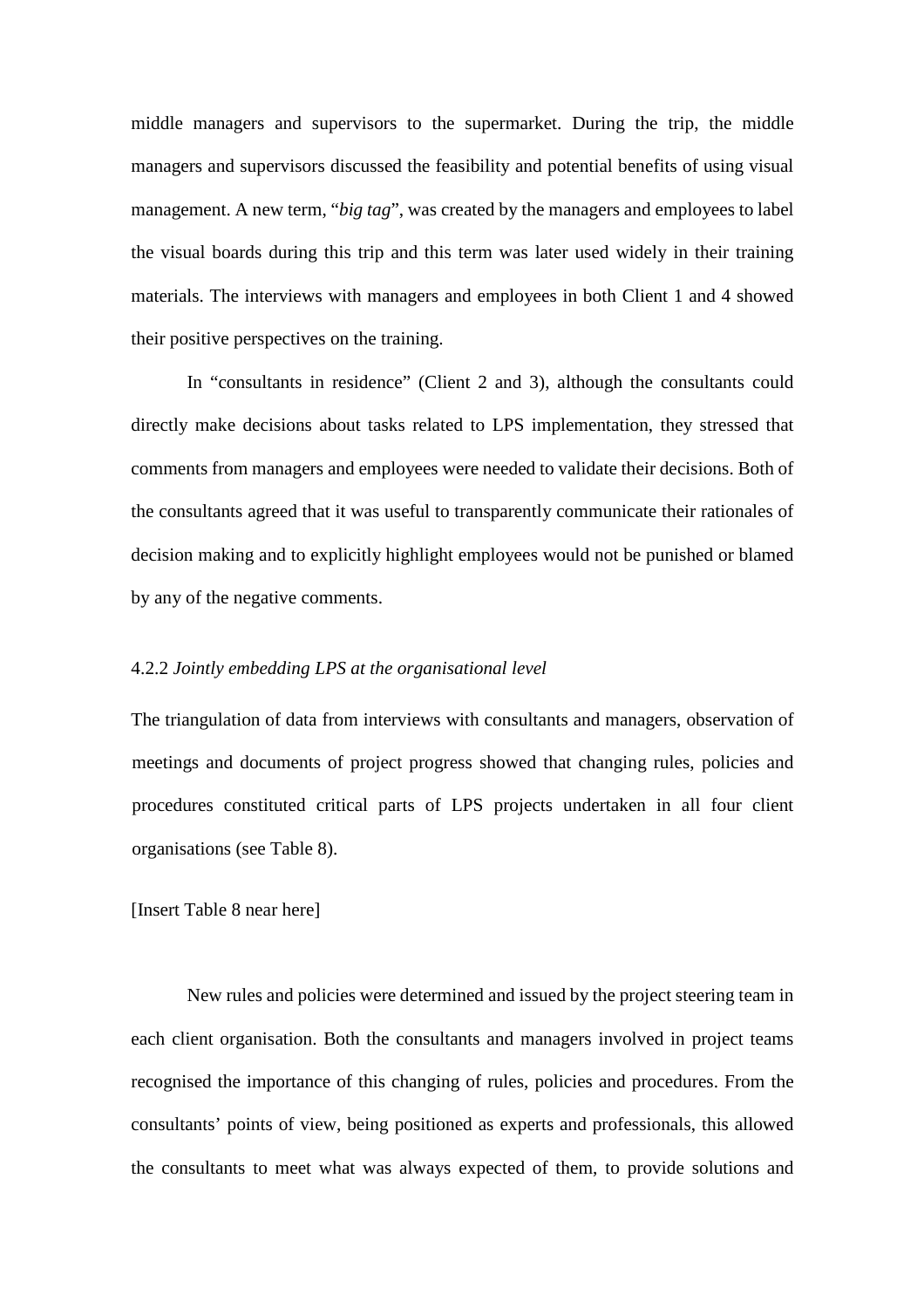middle managers and supervisors to the supermarket. During the trip, the middle managers and supervisors discussed the feasibility and potential benefits of using visual management. A new term, "*big tag*", was created by the managers and employees to label the visual boards during this trip and this term was later used widely in their training materials. The interviews with managers and employees in both Client 1 and 4 showed their positive perspectives on the training.

In "consultants in residence" (Client 2 and 3), although the consultants could directly make decisions about tasks related to LPS implementation, they stressed that comments from managers and employees were needed to validate their decisions. Both of the consultants agreed that it was useful to transparently communicate their rationales of decision making and to explicitly highlight employees would not be punished or blamed by any of the negative comments.

4.2.2 *Jointly embedding LPS at the organisational level*

The triangulation of data from interviews with consultants and managers, observation of meetings and documents of project progress showed that changing rules, policies and procedures constituted critical parts of LPS projects undertaken in all four client organisations (see Table 8).

[Insert Table 8 near here]

New rules and policies were determined and issued by the project steering team in each client organisation. Both the consultants and managers involved in project teams recognised the importance of this changing of rules, policies and procedures. From the consultants' points of view, being positioned as experts and professionals, this allowed the consultants to meet what was always expected of them, to provide solutions and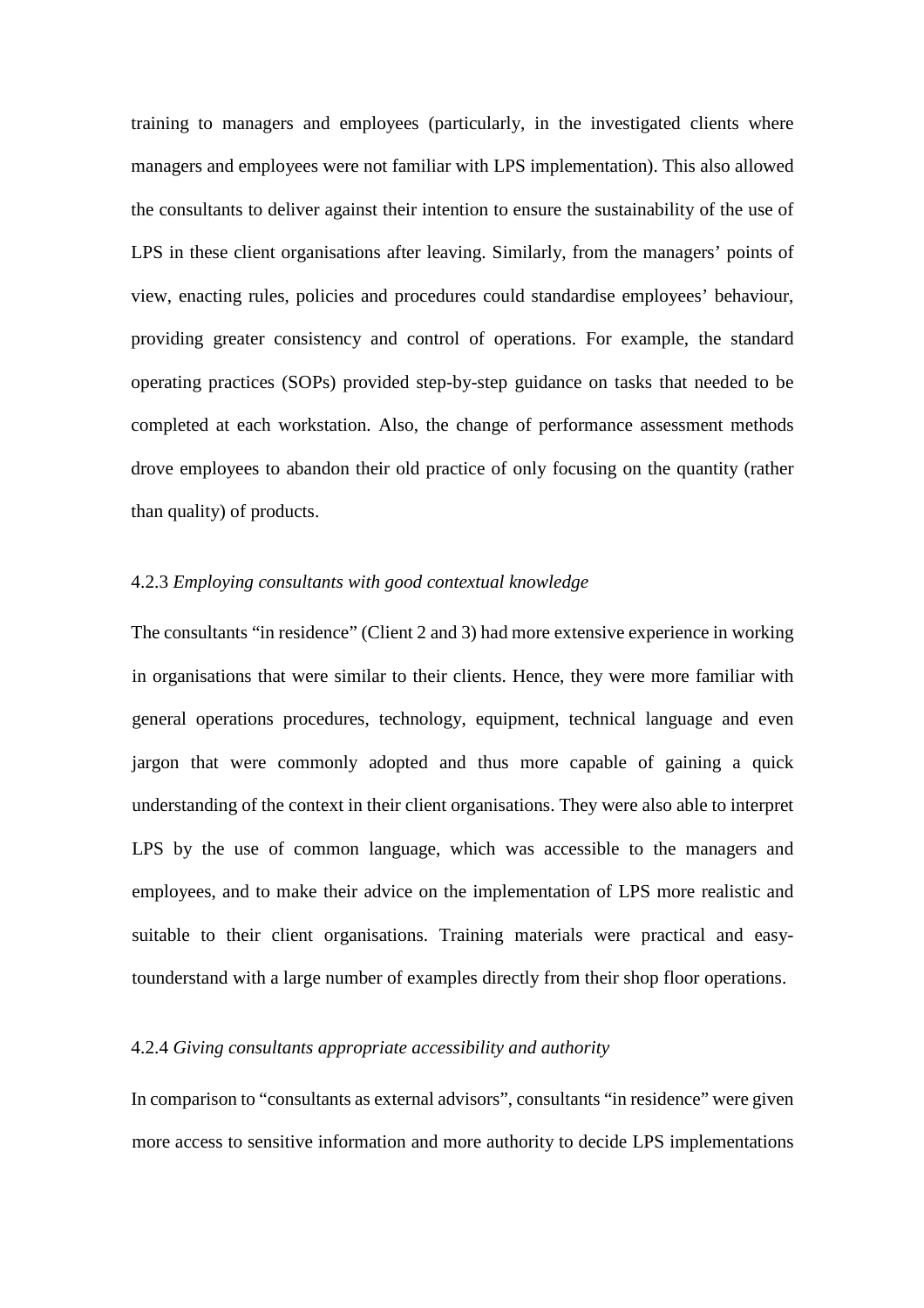training to managers and employees (particularly, in the investigated clients where managers and employees were not familiar with LPS implementation). This also allowed the consultants to deliver against their intention to ensure the sustainability of the use of LPS in these client organisations after leaving. Similarly, from the managers' points of view, enacting rules, policies and procedures could standardise employees' behaviour, providing greater consistency and control of operations. For example, the standard operating practices (SOPs) provided step-by-step guidance on tasks that needed to be completed at each workstation. Also, the change of performance assessment methods drove employees to abandon their old practice of only focusing on the quantity (rather than quality) of products.

### 4.2.3 *Employing consultants with good contextual knowledge*

The consultants "in residence" (Client 2 and 3) had more extensive experience in working in organisations that were similar to their clients. Hence, they were more familiar with general operations procedures, technology, equipment, technical language and even jargon that were commonly adopted and thus more capable of gaining a quick understanding of the context in their client organisations. They were also able to interpret LPS by the use of common language, which was accessible to the managers and employees, and to make their advice on the implementation of LPS more realistic and suitable to their client organisations. Training materials were practical and easy-tounderstand with a large number of examples directly from their shop floor operations.

### 4.2.4 *Giving consultants appropriate accessibility and authority*

In comparison to "consultants as external advisors", consultants "in residence" were given more access to sensitive information and more authority to decide LPS implementations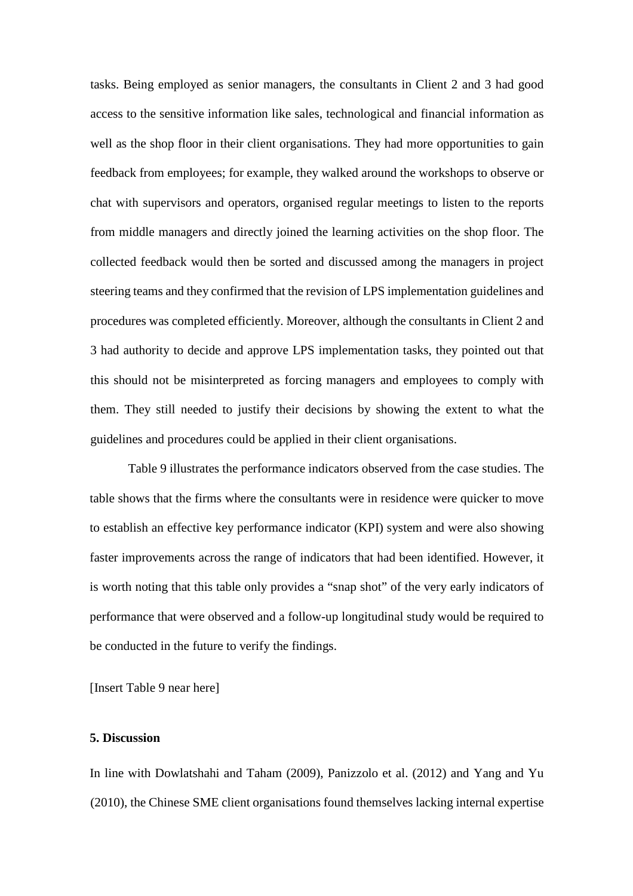tasks. Being employed as senior managers, the consultants in Client 2 and 3 had good access to the sensitive information like sales, technological and financial information as well as the shop floor in their client organisations. They had more opportunities to gain feedback from employees; for example, they walked around the workshops to observe or chat with supervisors and operators, organised regular meetings to listen to the reports from middle managers and directly joined the learning activities on the shop floor. The collected feedback would then be sorted and discussed among the managers in project steering teams and they confirmed that the revision of LPS implementation guidelines and procedures was completed efficiently. Moreover, although the consultants in Client 2 and 3 had authority to decide and approve LPS implementation tasks, they pointed out that this should not be misinterpreted as forcing managers and employees to comply with them. They still needed to justify their decisions by showing the extent to what the guidelines and procedures could be applied in their client organisations.

Table 9 illustrates the performance indicators observed from the case studies. The table shows that the firms where the consultants were in residence were quicker to move to establish an effective key performance indicator (KPI) system and were also showing faster improvements across the range of indicators that had been identified. However, it is worth noting that this table only provides a "snap shot" of the very early indicators of performance that were observed and a follow-up longitudinal study would be required to be conducted in the future to verify the findings.

[Insert Table 9 near here]

## 5. Discussion

In line with Dowlatshahi and Taham (2009), Panizzolo et al. (2012) and Yang and Yu (2010), the Chinese SME client organisations found themselves lacking internal expertise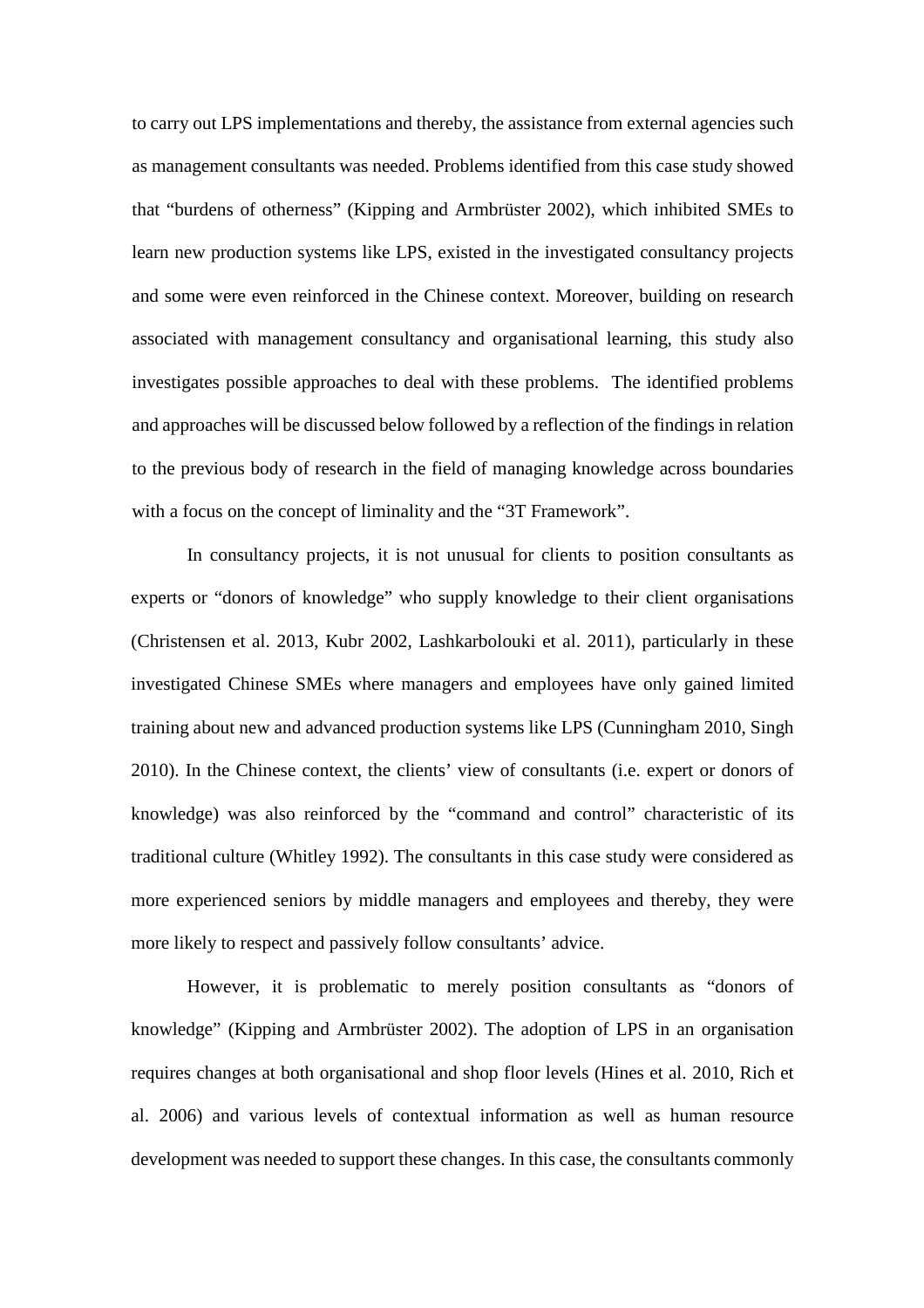to carry out LPS implementations and thereby, the assistance from external agencies such as management consultants was needed. Problems identified from this case study showed that "burdens of otherness" (Kipping and Armbrüster 2002), which inhibited SMEs to learn new production systems like LPS, existed in the investigated consultancy projects and some were even reinforced in the Chinese context. Moreover, building on research associated with management consultancy and organisational learning, this study also investigates possible approaches to deal with these problems. The identified problems and approaches will be discussed below followed by a reflection of the findings in relation to the previous body of research in the field of managing knowledge across boundaries with a focus on the concept of liminality and the "3T Framework".

In consultancy projects, it is not unusual for clients to position consultants as experts or "donors of knowledge" who supply knowledge to their client organisations (Christensen et al. 2013, Kubr 2002, Lashkarbolouki et al. 2011), particularly in these investigated Chinese SMEs where managers and employees have only gained limited training about new and advanced production systems like LPS (Cunningham 2010, Singh 2010). In the Chinese context, the clients' view of consultants (i.e. expert or donors of knowledge) was also reinforced by the "command and control" characteristic of its traditional culture (Whitley 1992). The consultants in this case study were considered as more experienced seniors by middle managers and employees and thereby, they were more likely to respect and passively follow consultants' advice.

However, it is problematic to merely position consultants as "donors of knowledge" (Kipping and Armbrüster 2002). The adoption of LPS in an organisation requires changes at both organisational and shop floor levels (Hines et al. 2010, Rich et al. 2006) and various levels of contextual information as well as human resource development was needed to support these changes. In this case, the consultants commonly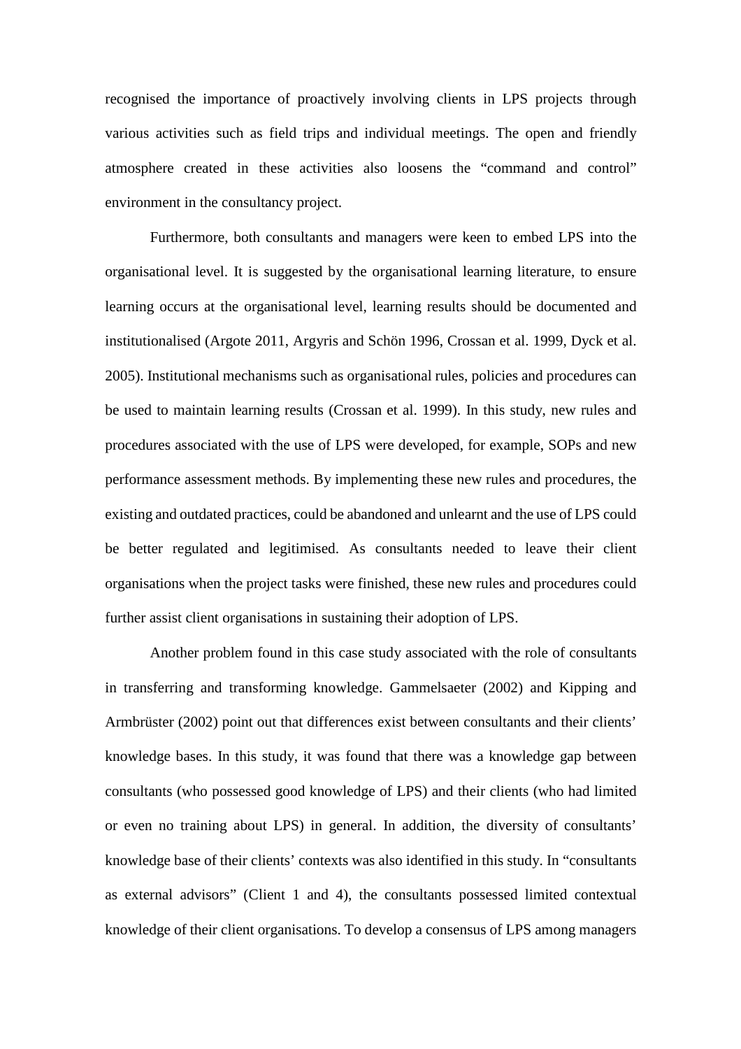recognised the importance of proactively involving clients in LPS projects through various activities such as field trips and individual meetings. The open and friendly atmosphere created in these activities also loosens the "command and control" environment in the consultancy project.

Furthermore, both consultants and managers were keen to embed LPS into the organisational level. It is suggested by the organisational learning literature, to ensure learning occurs at the organisational level, learning results should be documented and institutionalised (Argote 2011, Argyris and Schön 1996, Crossan et al. 1999, Dyck et al. 2005). Institutional mechanisms such as organisational rules, policies and procedures can be used to maintain learning results (Crossan et al. 1999). In this study, new rules and procedures associated with the use of LPS were developed, for example, SOPs and new performance assessment methods. By implementing these new rules and procedures, the existing and outdated practices, could be abandoned and unlearnt and the use of LPS could be better regulated and legitimised. As consultants needed to leave their client organisations when the project tasks were finished, these new rules and procedures could further assist client organisations in sustaining their adoption of LPS.

Another problem found in this case study associated with the role of consultants in transferring and transforming knowledge. Gammelsaeter (2002) and Kipping and Armbrüster (2002) point out that differences exist between consultants and their clients' knowledge bases. In this study, it was found that there was a knowledge gap between consultants (who possessed good knowledge of LPS) and their clients (who had limited or even no training about LPS) in general. In addition, the diversity of consultants' knowledge base of their clients' contexts was also identified in this study. In "consultants as external advisors" (Client 1 and 4), the consultants possessed limited contextual knowledge of their client organisations. To develop a consensus of LPS among managers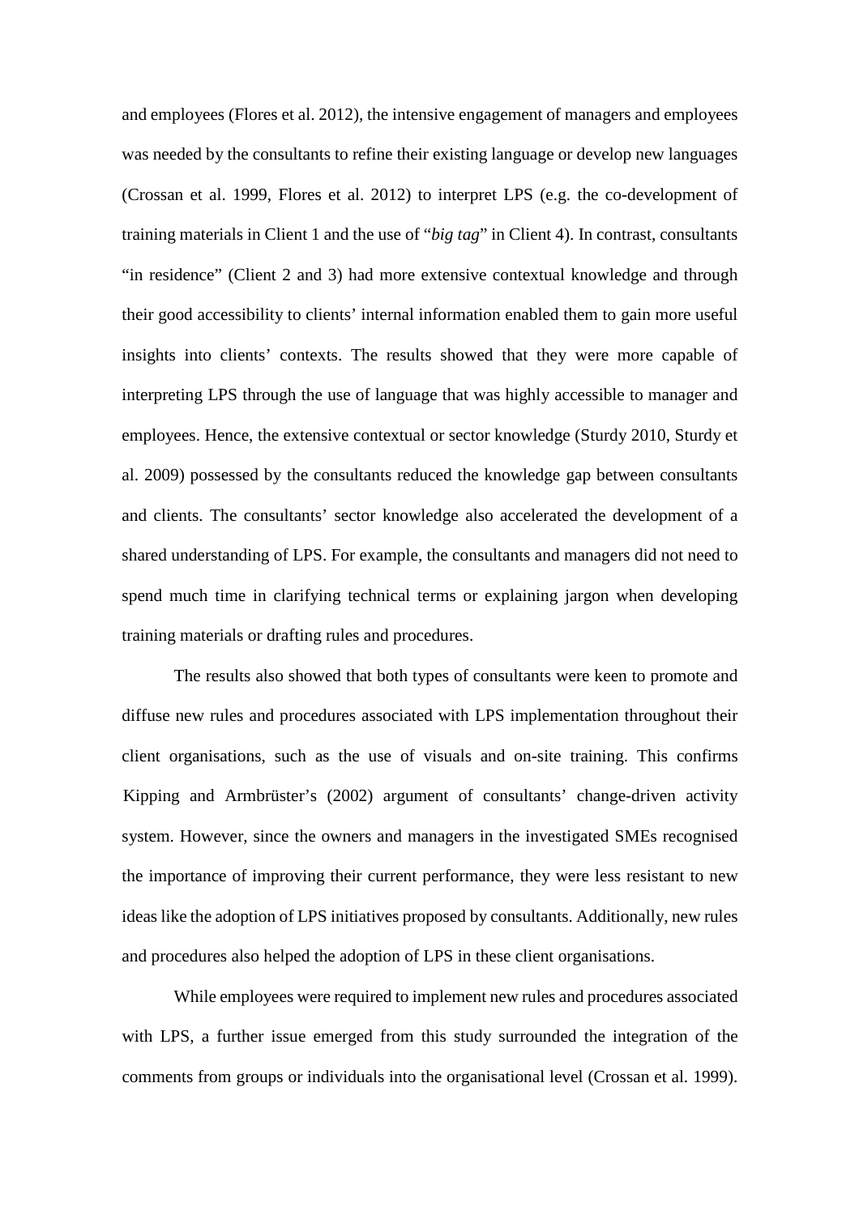and employees (Flores et al. 2012), the intensive engagement of managers and employees was needed by the consultants to refine their existing language or develop new languages (Crossan et al. 1999, Flores et al. 2012) to interpret LPS (e.g. the co-development of training materials in Client 1 and the use of "*big tag*" in Client 4). In contrast, consultants "in residence" (Client 2 and 3) had more extensive contextual knowledge and through their good accessibility to clients' internal information enabled them to gain more useful insights into clients' contexts. The results showed that they were more capable of interpreting LPS through the use of language that was highly accessible to manager and employees. Hence, the extensive contextual or sector knowledge (Sturdy 2010, Sturdy et al. 2009) possessed by the consultants reduced the knowledge gap between consultants and clients. The consultants' sector knowledge also accelerated the development of a shared understanding of LPS. For example, the consultants and managers did not need to spend much time in clarifying technical terms or explaining jargon when developing training materials or drafting rules and procedures.

The results also showed that both types of consultants were keen to promote and diffuse new rules and procedures associated with LPS implementation throughout their client organisations, such as the use of visuals and on-site training. This confirms Kipping and Armbrüster's (2002) argument of consultants' change-driven activity system. However, since the owners and managers in the investigated SMEs recognised the importance of improving their current performance, they were less resistant to new ideas like the adoption of LPS initiatives proposed by consultants. Additionally, new rules and procedures also helped the adoption of LPS in these client organisations.

While employees were required to implement new rules and procedures associated with LPS, a further issue emerged from this study surrounded the integration of the comments from groups or individuals into the organisational level (Crossan et al. 1999).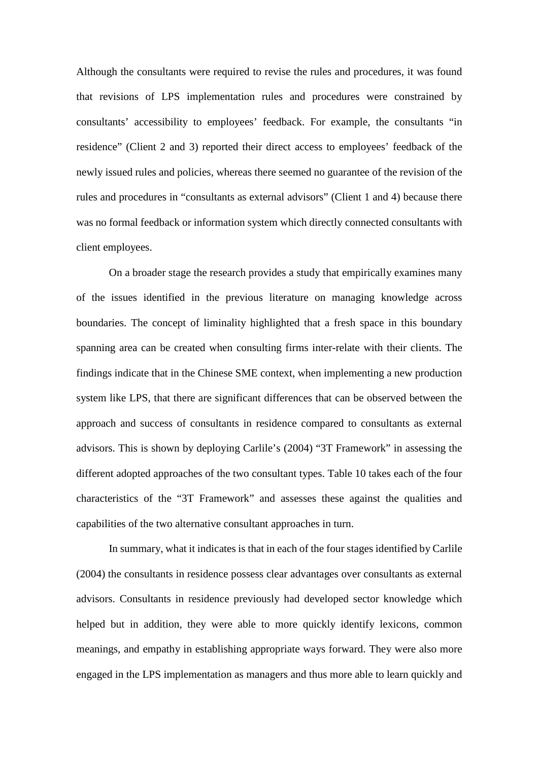Although the consultants were required to revise the rules and procedures, it was found that revisions of LPS implementation rules and procedures were constrained by consultants' accessibility to employees' feedback. For example, the consultants "in residence" (Client 2 and 3) reported their direct access to employees' feedback of the newly issued rules and policies, whereas there seemed no guarantee of the revision of the rules and procedures in "consultants as external advisors" (Client 1 and 4) because there was no formal feedback or information system which directly connected consultants with client employees.

On a broader stage the research provides a study that empirically examines many of the issues identified in the previous literature on managing knowledge across boundaries. The concept of liminality highlighted that a fresh space in this boundary spanning area can be created when consulting firms inter-relate with their clients. The findings indicate that in the Chinese SME context, when implementing a new production system like LPS, that there are significant differences that can be observed between the approach and success of consultants in residence compared to consultants as external advisors. This is shown by deploying Carlile's (2004) "3T Framework" in assessing the different adopted approaches of the two consultant types. Table 10 takes each of the four characteristics of the "3T Framework" and assesses these against the qualities and capabilities of the two alternative consultant approaches in turn.

In summary, what it indicates is that in each of the four stages identified by Carlile (2004) the consultants in residence possess clear advantages over consultants as external advisors. Consultants in residence previously had developed sector knowledge which helped but in addition, they were able to more quickly identify lexicons, common meanings, and empathy in establishing appropriate ways forward. They were also more engaged in the LPS implementation as managers and thus more able to learn quickly and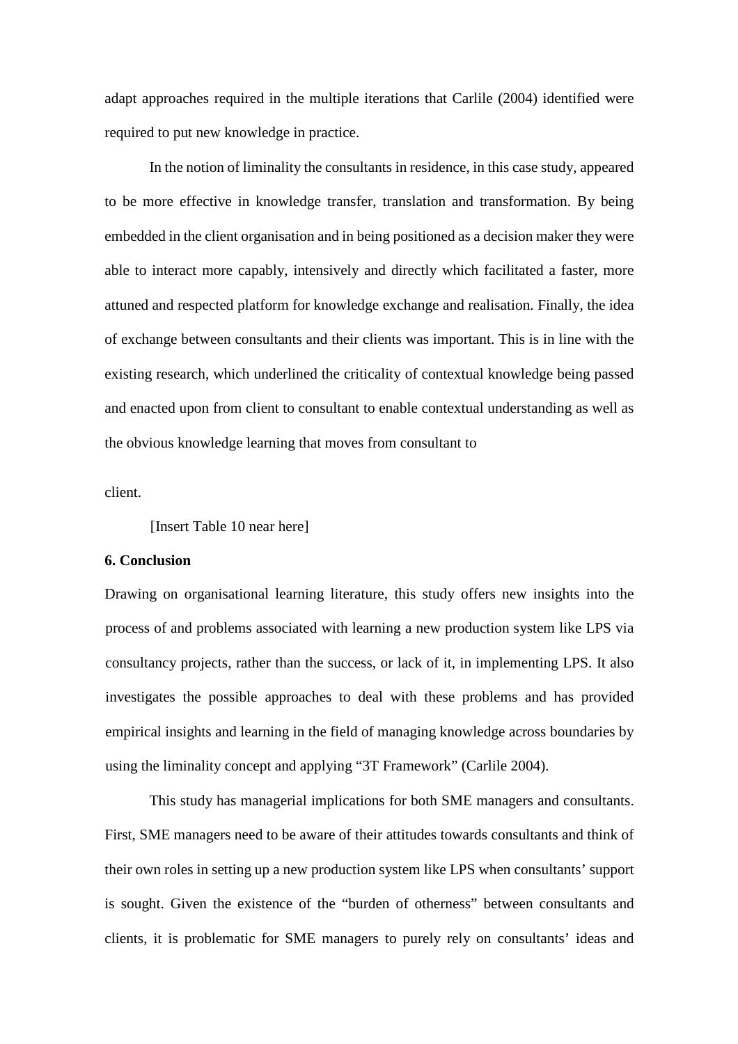adapt approaches required in the multiple iterations that Carlile (2004) identified were required to put new knowledge in practice.

In the notion of liminality the consultants in residence, in this case study, appeared to be more effective in knowledge transfer, translation and transformation. By being embedded in the client organisation and in being positioned as a decision maker they were able to interact more capably, intensively and directly which facilitated a faster, more attuned and respected platform for knowledge exchange and realisation. Finally, the idea of exchange between consultants and their clients was important. This is in line with the existing research, which underlined the criticality of contextual knowledge being passed and enacted upon from client to consultant to enable contextual understanding as well as the obvious knowledge learning that moves from consultant to client.

[Insert Table 10 near here]

## 6. Conclusion

Drawing on organisational learning literature, this study offers new insights into the process of and problems associated with learning a new production system like LPS via consultancy projects, rather than the success, or lack of it, in implementing LPS. It also investigates the possible approaches to deal with these problems and has provided empirical insights and learning in the field of managing knowledge across boundaries by using the liminality concept and applying "3T Framework" (Carlile 2004).

This study has managerial implications for both SME managers and consultants. First, SME managers need to be aware of their attitudes towards consultants and think of their own roles in setting up a new production system like LPS when consultants' support is sought. Given the existence of the "burden of otherness" between consultants and clients, it is problematic for SME managers to purely rely on consultants' ideas and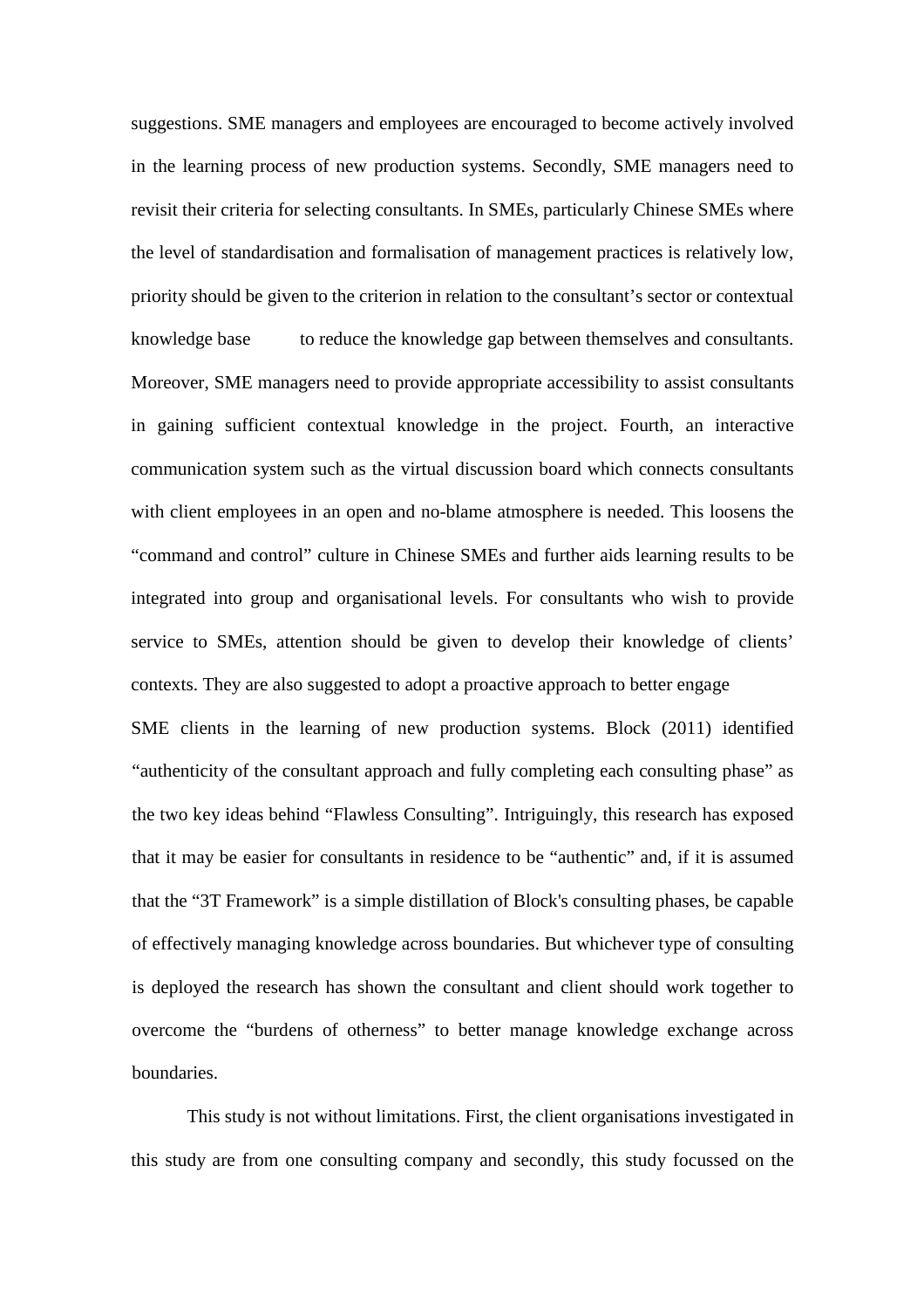suggestions. SME managers and employees are encouraged to become actively involved in the learning process of new production systems. Secondly, SME managers need to revisit their criteria for selecting consultants. In SMEs, particularly Chinese SMEs where the level of standardisation and formalisation of management practices is relatively low, priority should be given to the criterion in relation to the consultant's sector or contextual knowledge base to reduce the knowledge gap between themselves and consultants. Moreover, SME managers need to provide appropriate accessibility to assist consultants in gaining sufficient contextual knowledge in the project. Fourth, an interactive communication system such as the virtual discussion board which connects consultants with client employees in an open and no-blame atmosphere is needed. This loosens the "command and control" culture in Chinese SMEs and further aids learning results to be integrated into group and organisational levels. For consultants who wish to provide service to SMEs, attention should be given to develop their knowledge of clients' contexts. They are also suggested to adopt a proactive approach to better engage SME clients in the learning of new production systems. Block (2011) identified "authenticity of the consultant approach and fully completing each consulting phase" as the two key ideas behind "Flawless Consulting". Intriguingly, this research has exposed that it may be easier for consultants in residence to be "authentic" and, if it is assumed that the "3T Framework" is a simple distillation of Block's consulting phases, be capable of effectively managing knowledge across boundaries. But whichever type of consulting is deployed the research has shown the consultant and client should work together to overcome the "burdens of otherness" to better manage knowledge exchange across boundaries.

This study is not without limitations. First, the client organisations investigated in this study are from one consulting company and secondly, this study focussed on the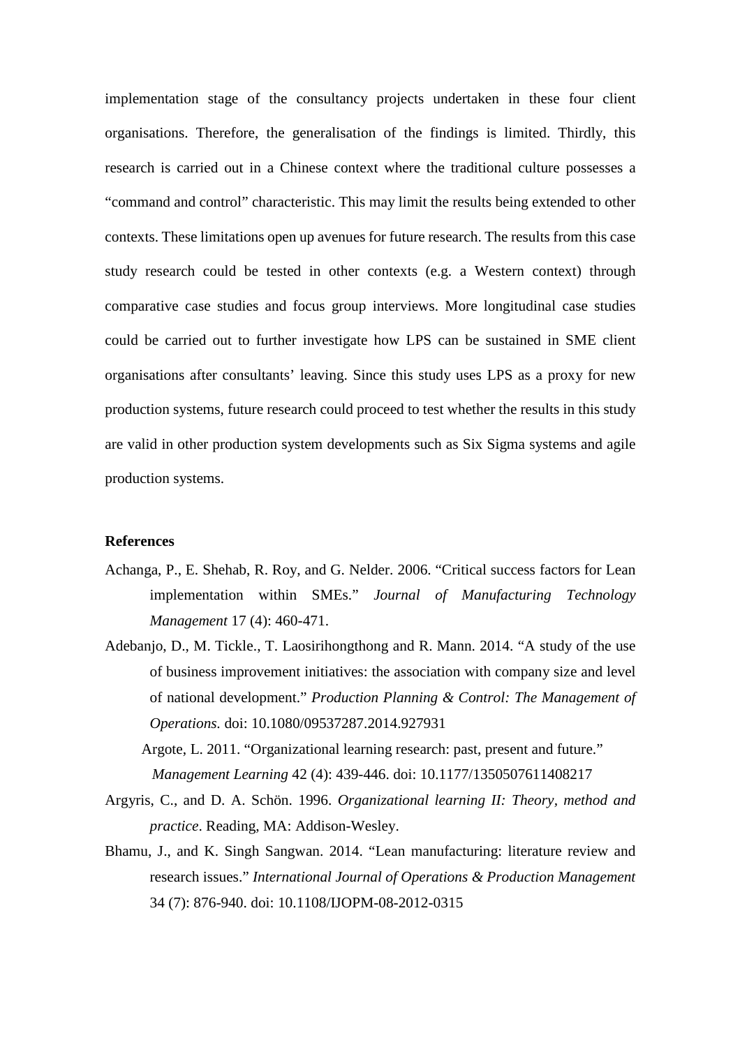implementation stage of the consultancy projects undertaken in these four client organisations. Therefore, the generalisation of the findings is limited. Thirdly, this research is carried out in a Chinese context where the traditional culture possesses a "command and control" characteristic. This may limit the results being extended to other contexts. These limitations open up avenues for future research. The results from this case study research could be tested in other contexts (e.g. a Western context) through comparative case studies and focus group interviews. More longitudinal case studies could be carried out to further investigate how LPS can be sustained in SME client organisations after consultants' leaving. Since this study uses LPS as a proxy for new production systems, future research could proceed to test whether the results in this study are valid in other production system developments such as Six Sigma systems and agile production systems.

**References**

Achanga, P., E. Shehab, R. Roy, and G. Nelder. 2006. "Critical success factors for Lean implementation within SMEs." *Journal of Manufacturing Technology Management* 17 (4): 460-471.

Adebanjo, D., M. Tickle., T. Laosirihongthong and R. Mann. 2014. "A study of the use of business improvement initiatives: the association with company size and level of national development." *Production Planning & Control: The Management of Operations.* doi: 10.1080/09537287.2014.927931

Argote, L. 2011. "Organizational learning research: past, present and future." *Management Learning* 42 (4): 439-446. doi: 10.1177/1350507611408217

Argyris, C., and D. A. Schön. 1996. *Organizational learning II: Theory, method and practice*. Reading, MA: Addison-Wesley.

Bhamu, J., and K. Singh Sangwan. 2014. "Lean manufacturing: literature review and research issues." *International Journal of Operations & Production Management* 34 (7): 876-940. doi: 10.1108/IJOPM-08-2012-0315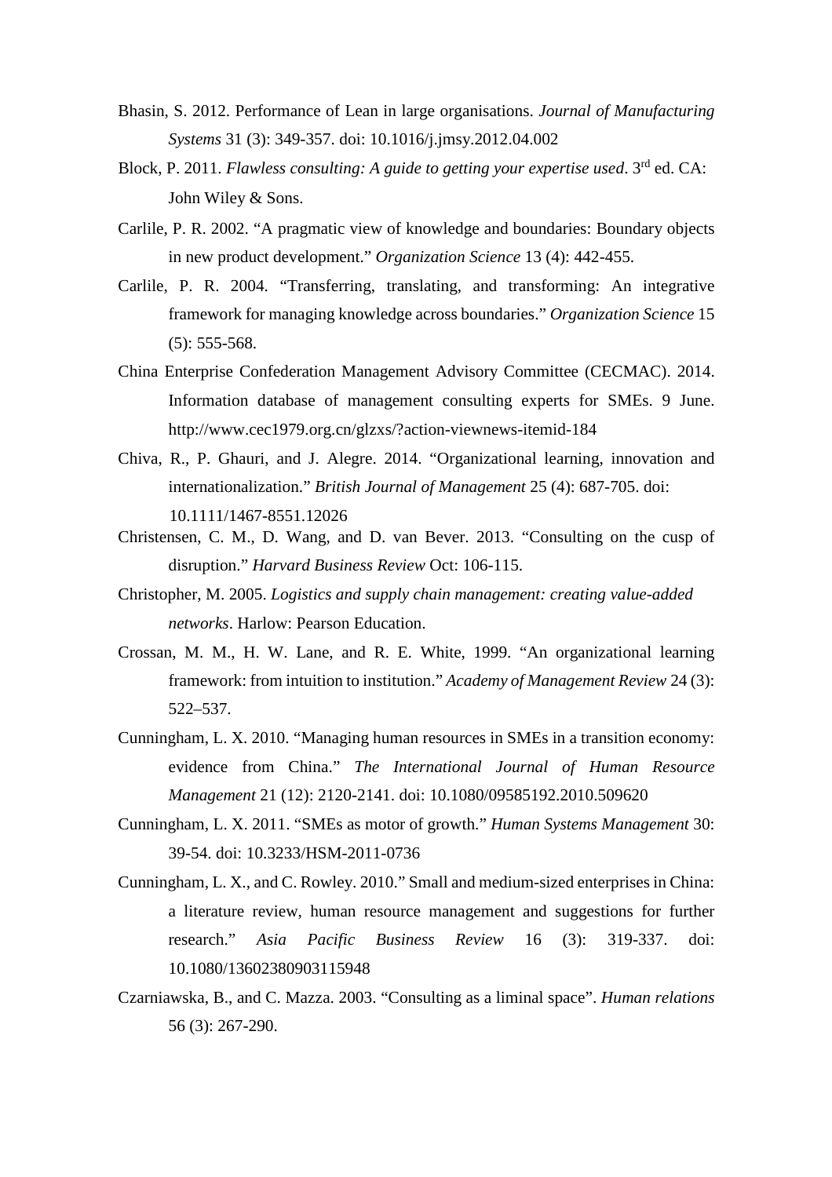Bhasin, S. 2012. Performance of Lean in large organisations. *Journal of Manufacturing Systems* 31 (3): 349-357. doi: 10.1016/j.jmsy.2012.04.002

Block, P. 2011. *Flawless consulting: A guide to getting your expertise used*. 3rd ed. CA: John Wiley & Sons.

Carlile, P. R. 2002. "A pragmatic view of knowledge and boundaries: Boundary objects in new product development." *Organization Science* 13 (4): 442-455.

Carlile, P. R. 2004. "Transferring, translating, and transforming: An integrative framework for managing knowledge across boundaries." *Organization Science* 15 (5): 555-568.

China Enterprise Confederation Management Advisory Committee (CECMAC). 2014. Information database of management consulting experts for SMEs. 9 June. http://www.cec1979.org.cn/glzxs/?action-viewnews-itemid-184

Chiva, R., P. Ghauri, and J. Alegre. 2014. "Organizational learning, innovation and internationalization." *British Journal of Management* 25 (4): 687-705. doi: 10.1111/1467-8551.12026

Christensen, C. M., D. Wang, and D. van Bever. 2013. "Consulting on the cusp of disruption." *Harvard Business Review* Oct: 106-115.

Christopher, M. 2005. *Logistics and supply chain management: creating value-added networks*. Harlow: Pearson Education.

Crossan, M. M., H. W. Lane, and R. E. White, 1999. "An organizational learning framework: from intuition to institution." *Academy of Management Review* 24 (3): 522–537.

Cunningham, L. X. 2010. "Managing human resources in SMEs in a transition economy: evidence from China." *The International Journal of Human Resource Management* 21 (12): 2120-2141. doi: 10.1080/09585192.2010.509620

Cunningham, L. X. 2011. "SMEs as motor of growth." *Human Systems Management* 30: 39-54. doi: 10.3233/HSM-2011-0736

Cunningham, L. X., and C. Rowley. 2010." Small and medium-sized enterprises in China: a literature review, human resource management and suggestions for further research." *Asia Pacific Business Review* 16 (3): 319-337. doi: 10.1080/13602380903115948

Czarniawska, B., and C. Mazza. 2003. "Consulting as a liminal space". *Human relations* 56 (3): 267-290.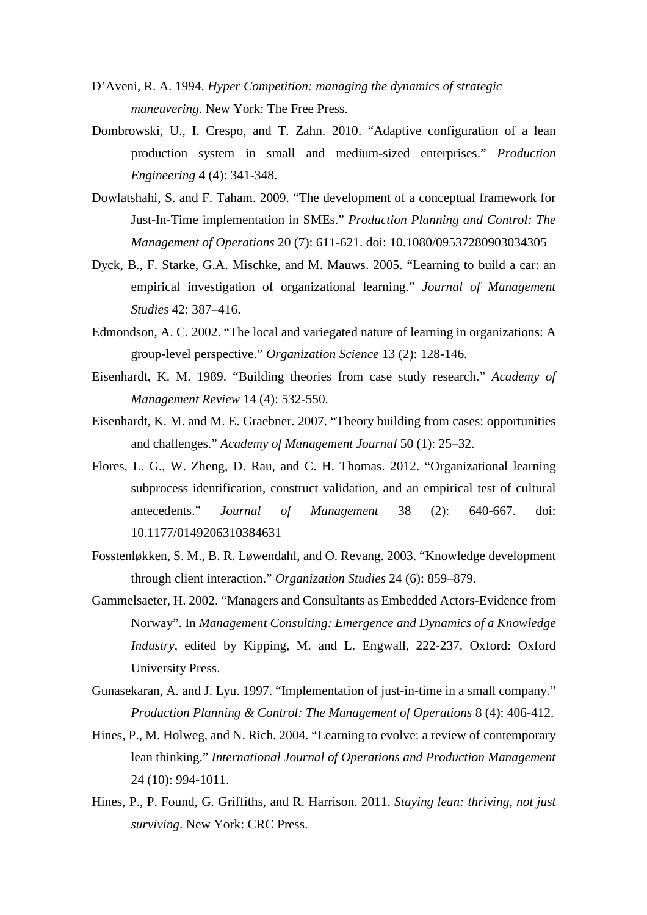D'Aveni, R. A. 1994. *Hyper Competition: managing the dynamics of strategic maneuvering*. New York: The Free Press.

Dombrowski, U., I. Crespo, and T. Zahn. 2010. "Adaptive configuration of a lean production system in small and medium-sized enterprises." *Production Engineering* 4 (4): 341-348.

Dowlatshahi, S. and F. Taham. 2009. "The development of a conceptual framework for Just-In-Time implementation in SMEs." *Production Planning and Control: The Management of Operations* 20 (7): 611-621. doi: 10.1080/09537280903034305

Dyck, B., F. Starke, G.A. Mischke, and M. Mauws. 2005. "Learning to build a car: an empirical investigation of organizational learning." *Journal of Management Studies* 42: 387–416.

Edmondson, A. C. 2002. "The local and variegated nature of learning in organizations: A group-level perspective." *Organization Science* 13 (2): 128-146.

Eisenhardt, K. M. 1989. "Building theories from case study research." *Academy of Management Review* 14 (4): 532-550.

Eisenhardt, K. M. and M. E. Graebner. 2007. "Theory building from cases: opportunities and challenges." *Academy of Management Journal* 50 (1): 25–32.

Flores, L. G., W. Zheng, D. Rau, and C. H. Thomas. 2012. "Organizational learning subprocess identification, construct validation, and an empirical test of cultural antecedents." *Journal of Management* 38 (2): 640-667. doi: 10.1177/0149206310384631

Fosstenløkken, S. M., B. R. Løwendahl, and O. Revang. 2003. "Knowledge development through client interaction." *Organization Studies* 24 (6): 859–879.

Gammelsaeter, H. 2002. "Managers and Consultants as Embedded Actors-Evidence from Norway". In *Management Consulting: Emergence and Dynamics of a Knowledge Industry*, edited by Kipping, M. and L. Engwall, 222-237. Oxford: Oxford University Press.

Gunasekaran, A. and J. Lyu. 1997. "Implementation of just-in-time in a small company." *Production Planning & Control: The Management of Operations* 8 (4): 406-412.

Hines, P., M. Holweg, and N. Rich. 2004. "Learning to evolve: a review of contemporary lean thinking." *International Journal of Operations and Production Management* 24 (10): 994-1011.

Hines, P., P. Found, G. Griffiths, and R. Harrison. 2011. *Staying lean: thriving, not just surviving*. New York: CRC Press.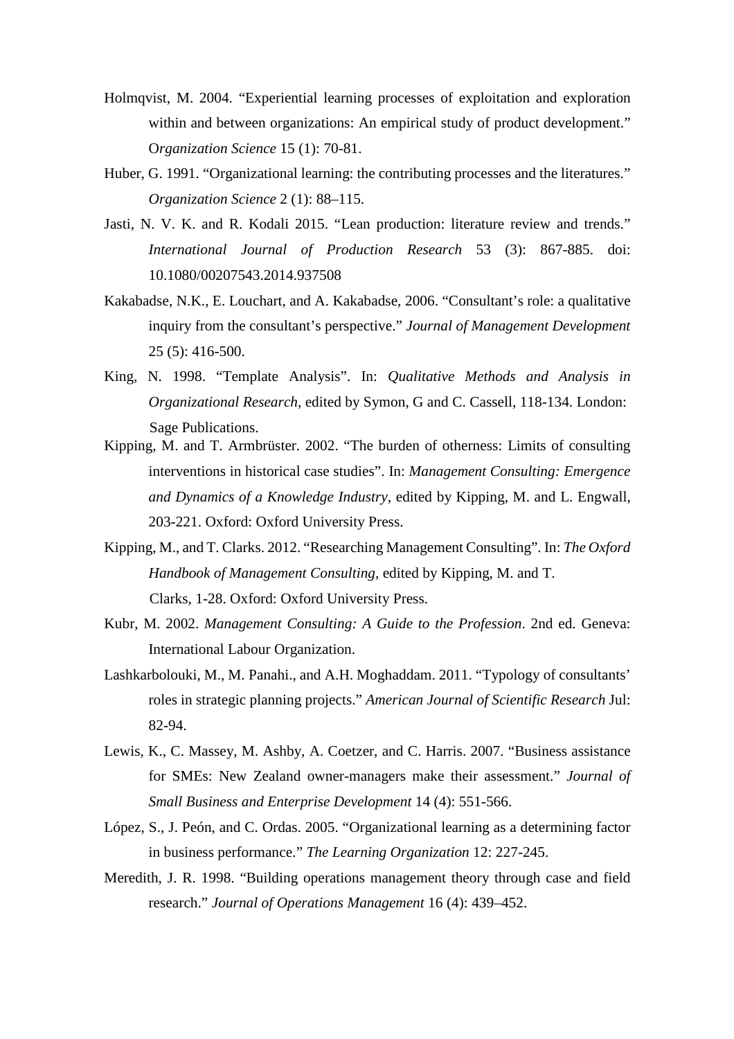Holmqvist, M. 2004. “Experiential learning processes of exploitation and exploration within and between organizations: An empirical study of product development.” O*rganization Science* 15 (1): 70-81.

Huber, G. 1991. “Organizational learning: the contributing processes and the literatures.” *Organization Science* 2 (1): 88–115.

Jasti, N. V. K. and R. Kodali 2015. “Lean production: literature review and trends.” *International Journal of Production Research* 53 (3): 867-885. doi: 10.1080/00207543.2014.937508

Kakabadse, N.K., E. Louchart, and A. Kakabadse, 2006. “Consultant’s role: a qualitative inquiry from the consultant’s perspective.” *Journal of Management Development* 25 (5): 416-500.

King, N. 1998. “Template Analysis”. In: *Qualitative Methods and Analysis in Organizational Research*, edited by Symon, G and C. Cassell, 118-134. London: Sage Publications.

Kipping, M. and T. Armbrüster. 2002. “The burden of otherness: Limits of consulting interventions in historical case studies”. In: *Management Consulting: Emergence and Dynamics of a Knowledge Industry*, edited by Kipping, M. and L. Engwall, 203-221. Oxford: Oxford University Press.

Kipping, M., and T. Clarks. 2012. “Researching Management Consulting”. In: *The Oxford Handbook of Management Consulting*, edited by Kipping, M. and T. Clarks, 1-28. Oxford: Oxford University Press.

Kubr, M. 2002. *Management Consulting: A Guide to the Profession*. 2nd ed. Geneva: International Labour Organization.

Lashkarbolouki, M., M. Panahi., and A.H. Moghaddam. 2011. “Typology of consultants’ roles in strategic planning projects.” *American Journal of Scientific Research* Jul: 82-94.

Lewis, K., C. Massey, M. Ashby, A. Coetzer, and C. Harris. 2007. “Business assistance for SMEs: New Zealand owner-managers make their assessment.” *Journal of Small Business and Enterprise Development* 14 (4): 551-566.

López, S., J. Peón, and C. Ordas. 2005. “Organizational learning as a determining factor in business performance.” *The Learning Organization* 12: 227-245.

Meredith, J. R. 1998. “Building operations management theory through case and field research.” *Journal of Operations Management* 16 (4): 439–452.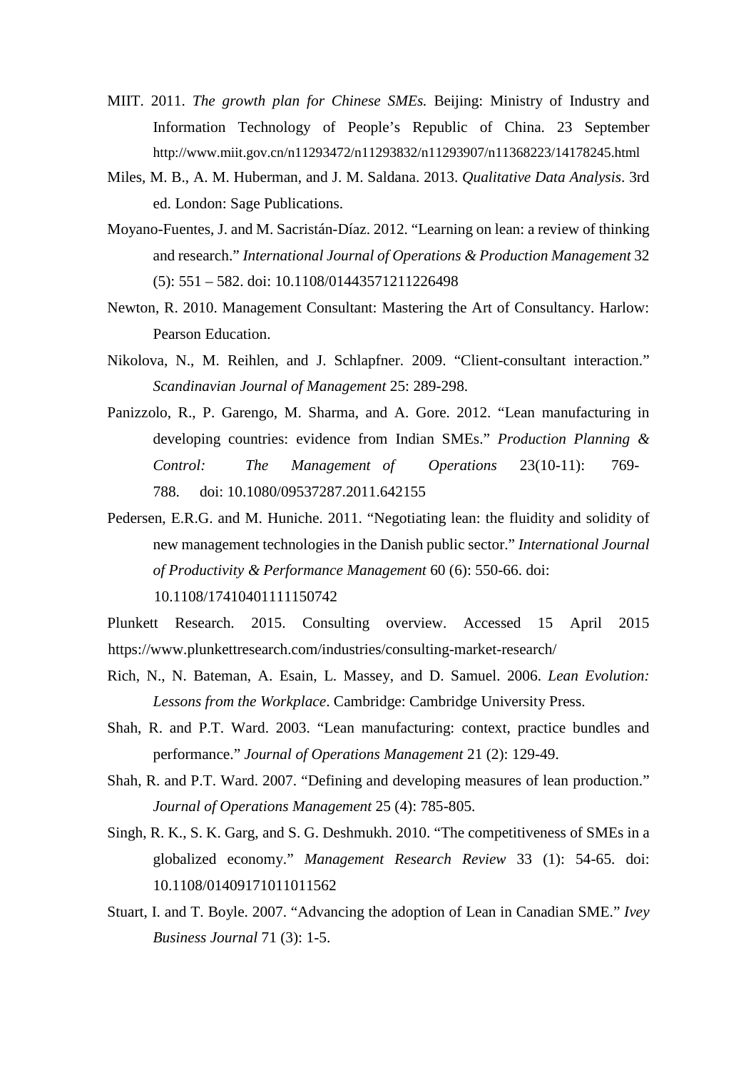MIIT. 2011. *The growth plan for Chinese SMEs.* Beijing: Ministry of Industry and Information Technology of People's Republic of China. 23 September http://www.miit.gov.cn/n11293472/n11293832/n11293907/n11368223/14178245.html

Miles, M. B., A. M. Huberman, and J. M. Saldana. 2013. *Qualitative Data Analysis*. 3rd ed. London: Sage Publications.

Moyano-Fuentes, J. and M. Sacristán-Díaz. 2012. "Learning on lean: a review of thinking and research." *International Journal of Operations & Production Management* 32 (5): 551 – 582. doi: 10.1108/01443571211226498

Newton, R. 2010. Management Consultant: Mastering the Art of Consultancy. Harlow: Pearson Education.

Nikolova, N., M. Reihlen, and J. Schlapfner. 2009. "Client-consultant interaction." *Scandinavian Journal of Management* 25: 289-298.

Panizzolo, R., P. Garengo, M. Sharma, and A. Gore. 2012. "Lean manufacturing in developing countries: evidence from Indian SMEs." *Production Planning & Control: The Management of Operations* 23(10-11): 769-788. doi: 10.1080/09537287.2011.642155

Pedersen, E.R.G. and M. Huniche. 2011. "Negotiating lean: the fluidity and solidity of new management technologies in the Danish public sector." *International Journal of Productivity & Performance Management* 60 (6): 550-66. doi: 10.1108/17410401111150742

Plunkett Research. 2015. Consulting overview. Accessed 15 April 2015 https://www.plunkettresearch.com/industries/consulting-market-research/

Rich, N., N. Bateman, A. Esain, L. Massey, and D. Samuel. 2006. *Lean Evolution: Lessons from the Workplace*. Cambridge: Cambridge University Press.

Shah, R. and P.T. Ward. 2003. "Lean manufacturing: context, practice bundles and performance." *Journal of Operations Management* 21 (2): 129-49.

Shah, R. and P.T. Ward. 2007. "Defining and developing measures of lean production." *Journal of Operations Management* 25 (4): 785-805.

Singh, R. K., S. K. Garg, and S. G. Deshmukh. 2010. "The competitiveness of SMEs in a globalized economy." *Management Research Review* 33 (1): 54-65. doi: 10.1108/01409171011011562

Stuart, I. and T. Boyle. 2007. "Advancing the adoption of Lean in Canadian SME." *Ivey Business Journal* 71 (3): 1-5.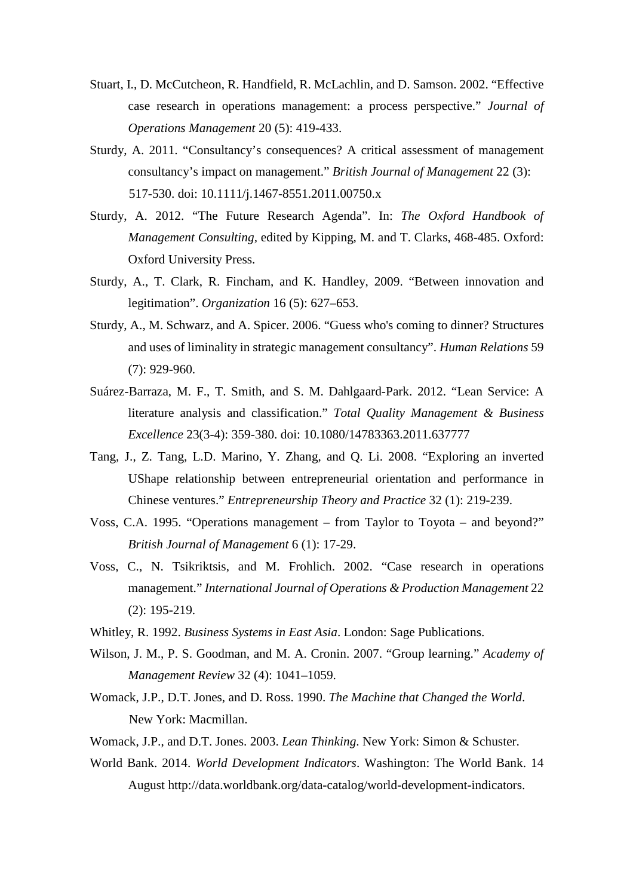Stuart, I., D. McCutcheon, R. Handfield, R. McLachlin, and D. Samson. 2002. "Effective case research in operations management: a process perspective." *Journal of Operations Management* 20 (5): 419-433.

Sturdy, A. 2011. "Consultancy's consequences? A critical assessment of management consultancy's impact on management." *British Journal of Management* 22 (3): 517-530. doi: 10.1111/j.1467-8551.2011.00750.x

Sturdy, A. 2012. "The Future Research Agenda". In: *The Oxford Handbook of Management Consulting*, edited by Kipping, M. and T. Clarks, 468-485. Oxford: Oxford University Press.

Sturdy, A., T. Clark, R. Fincham, and K. Handley, 2009. "Between innovation and legitimation". *Organization* 16 (5): 627–653.

Sturdy, A., M. Schwarz, and A. Spicer. 2006. "Guess who's coming to dinner? Structures and uses of liminality in strategic management consultancy". *Human Relations* 59 (7): 929-960.

Suárez-Barraza, M. F., T. Smith, and S. M. Dahlgaard-Park. 2012. "Lean Service: A literature analysis and classification." *Total Quality Management & Business Excellence* 23(3-4): 359-380. doi: 10.1080/14783363.2011.637777

Tang, J., Z. Tang, L.D. Marino, Y. Zhang, and Q. Li. 2008. "Exploring an inverted UShape relationship between entrepreneurial orientation and performance in Chinese ventures." *Entrepreneurship Theory and Practice* 32 (1): 219-239.

Voss, C.A. 1995. "Operations management – from Taylor to Toyota – and beyond?" *British Journal of Management* 6 (1): 17-29.

Voss, C., N. Tsikriktsis, and M. Frohlich. 2002. "Case research in operations management." *International Journal of Operations & Production Management* 22 (2): 195-219.

Whitley, R. 1992. *Business Systems in East Asia*. London: Sage Publications.

Wilson, J. M., P. S. Goodman, and M. A. Cronin. 2007. "Group learning." *Academy of Management Review* 32 (4): 1041–1059.

Womack, J.P., D.T. Jones, and D. Ross. 1990. *The Machine that Changed the World*. New York: Macmillan.

Womack, J.P., and D.T. Jones. 2003. *Lean Thinking*. New York: Simon & Schuster.

World Bank. 2014. *World Development Indicators*. Washington: The World Bank. 14 August http://data.worldbank.org/data-catalog/world-development-indicators.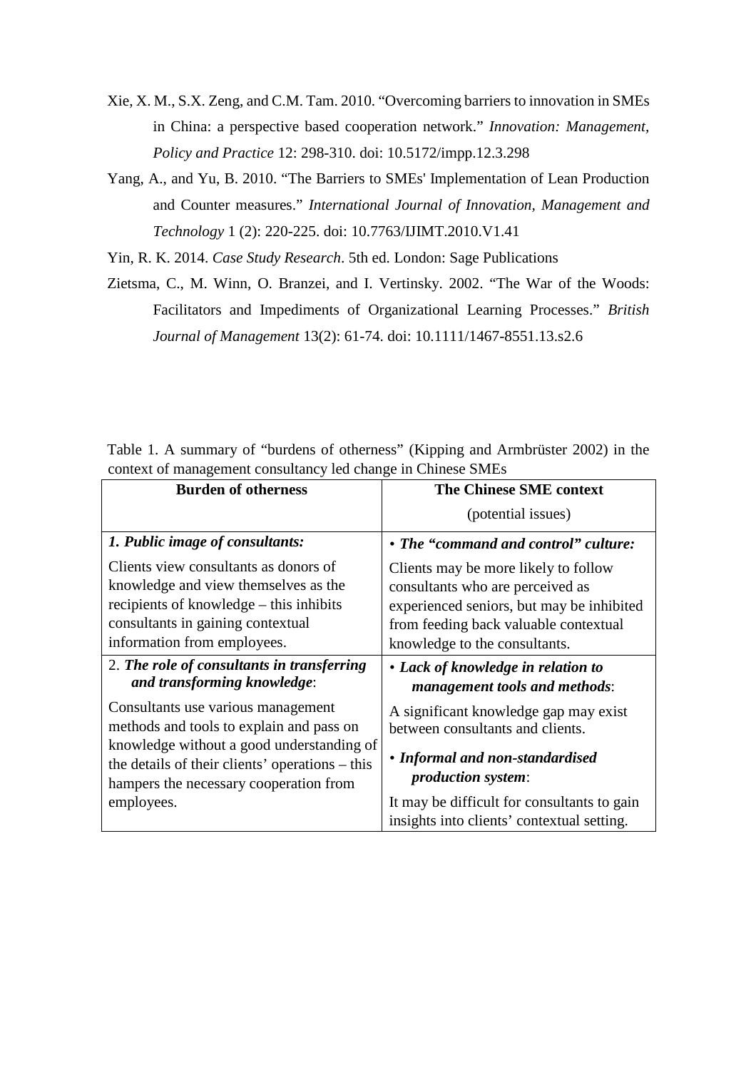Xie, X. M., S.X. Zeng, and C.M. Tam. 2010. "Overcoming barriers to innovation in SMEs in China: a perspective based cooperation network." *Innovation: Management, Policy and Practice* 12: 298-310. doi: 10.5172/impp.12.3.298

Yang, A., and Yu, B. 2010. "The Barriers to SMEs' Implementation of Lean Production and Counter measures." *International Journal of Innovation, Management and Technology* 1 (2): 220-225. doi: 10.7763/IJIMT.2010.V1.41

Yin, R. K. 2014. *Case Study Research*. 5th ed. London: Sage Publications

Zietsma, C., M. Winn, O. Branzei, and I. Vertinsky. 2002. "The War of the Woods: Facilitators and Impediments of Organizational Learning Processes." *British Journal of Management* 13(2): 61-74. doi: 10.1111/1467-8551.13.s2.6

Table 1. A summary of "burdens of otherness" (Kipping and Armbrüster 2002) in the context of management consultancy led change in Chinese SMEs

| **Burden of otherness** | **The Chinese SME context** (potential issues) |
|---|---|
| ***1. Public image of consultants:*** Clients view consultants as donors of knowledge and view themselves as the recipients of knowledge – this inhibits consultants in gaining contextual information from employees. | • ***The "command and control" culture:*** Clients may be more likely to follow consultants who are perceived as experienced seniors, but may be inhibited from feeding back valuable contextual knowledge to the consultants. |
| 2. ***The role of consultants in transferring and transforming knowledge***: Consultants use various management methods and tools to explain and pass on knowledge without a good understanding of the details of their clients' operations – this hampers the necessary cooperation from employees. | • ***Lack of knowledge in relation to management tools and methods***: A significant knowledge gap may exist between consultants and clients. • ***Informal and non-standardised production system***: It may be difficult for consultants to gain insights into clients' contextual setting. |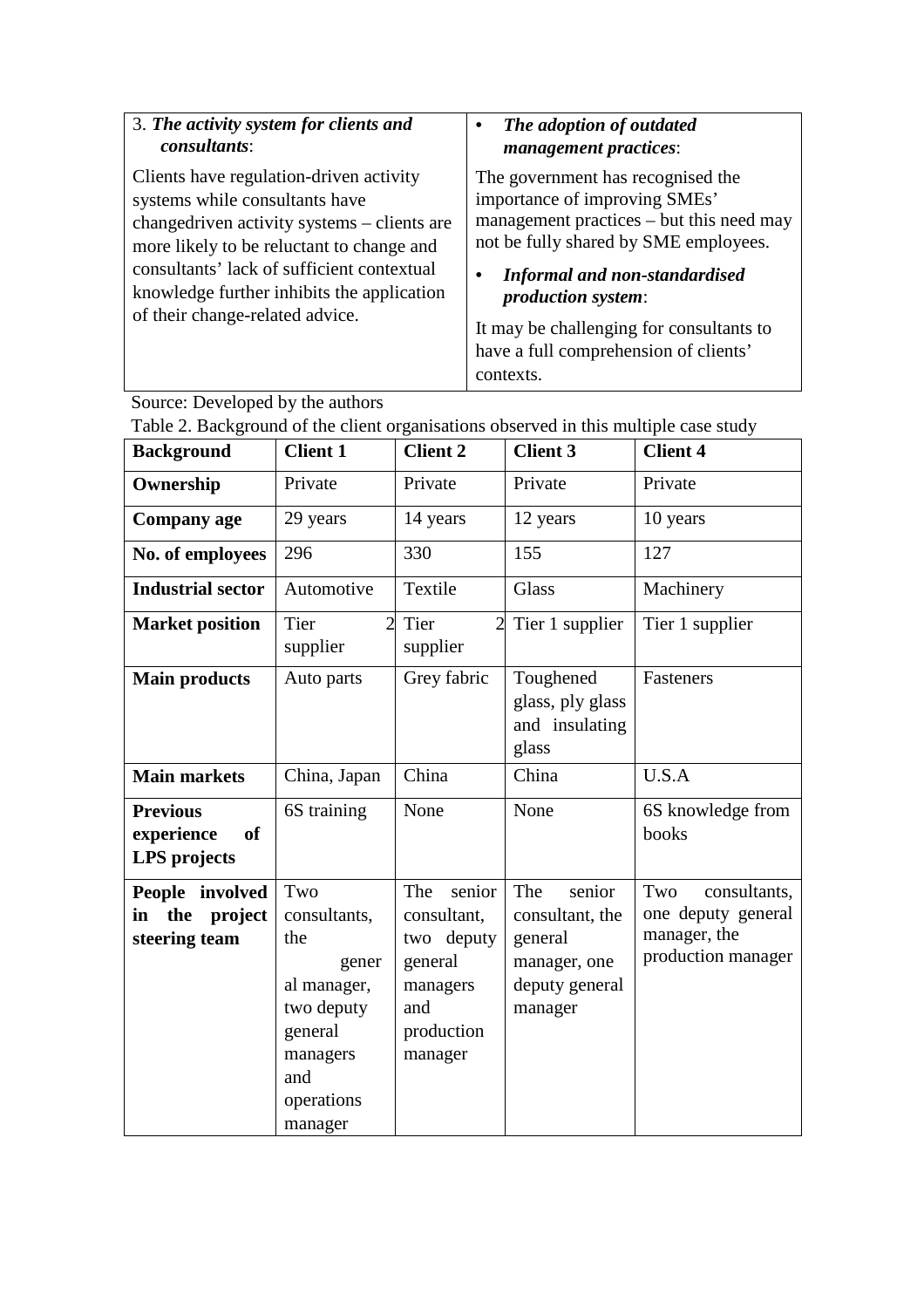| 3. ***The activity system for clients and consultants***: | • ***The adoption of outdated management practices***: |
|---|---|
| Clients have regulation-driven activity systems while consultants have changedriven activity systems – clients are more likely to be reluctant to change and consultants' lack of sufficient contextual knowledge further inhibits the application of their change-related advice. | The government has recognised the importance of improving SMEs' management practices – but this need may not be fully shared by SME employees. • ***Informal and non-standardised production system***: It may be challenging for consultants to have a full comprehension of clients' contexts. |

Source: Developed by the authors

Table 2. Background of the client organisations observed in this multiple case study

| **Background** | **Client 1** | **Client 2** | **Client 3** | **Client 4** |
|---|---|---|---|---|
| **Ownership** | Private | Private | Private | Private |
| **Company age** | 29 years | 14 years | 12 years | 10 years |
| **No. of employees** | 296 | 330 | 155 | 127 |
| **Industrial sector** | Automotive | Textile | Glass | Machinery |
| **Market position** | Tier 2 supplier | Tier 2 supplier | Tier 1 supplier | Tier 1 supplier |
| **Main products** | Auto parts | Grey fabric | Toughened glass, ply glass and insulating glass | Fasteners |
| **Main markets** | China, Japan | China | China | U.S.A |
| **Previous experience of LPS projects** | 6S training | None | None | 6S knowledge from books |
| **People involved in the project steering team** | Two consultants, the general manager, two deputy general managers and operations manager | The senior consultant, two deputy general managers and production manager | The senior consultant, the general manager, one deputy general manager | Two consultants, one deputy general manager, the production manager |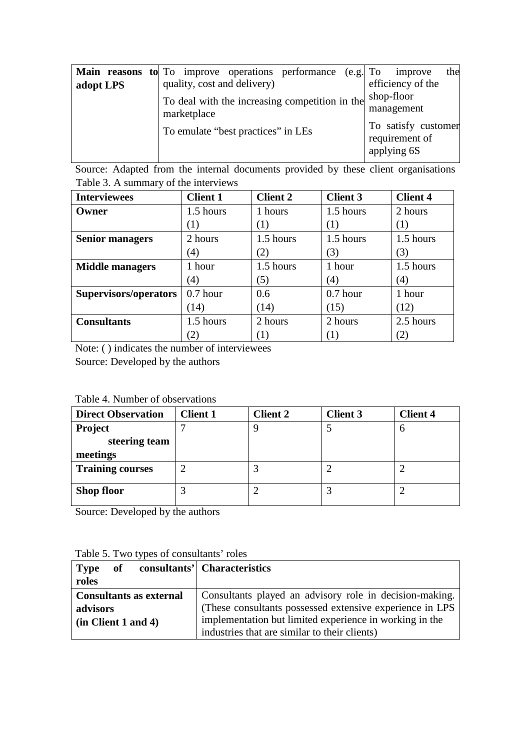| **Main reasons to adopt LPS** | To improve operations performance (e.g. quality, cost and delivery)<br>To deal with the increasing competition in the marketplace<br>To emulate "best practices" in LEs | To improve the efficiency of the shop-floor management<br>To satisfy customer requirement of applying 6S |
|---|---|---|

Source: Adapted from the internal documents provided by these client organisations

Table 3. A summary of the interviews

| **Interviewees** | **Client 1** | **Client 2** | **Client 3** | **Client 4** |
|---|---|---|---|---|
| **Owner** | 1.5 hours (1) | 1 hours (1) | 1.5 hours (1) | 2 hours (1) |
| **Senior managers** | 2 hours (4) | 1.5 hours (2) | 1.5 hours (3) | 1.5 hours (3) |
| **Middle managers** | 1 hour (4) | 1.5 hours (5) | 1 hour (4) | 1.5 hours (4) |
| **Supervisors/operators** | 0.7 hour (14) | 0.6 (14) | 0.7 hour (15) | 1 hour (12) |
| **Consultants** | 1.5 hours (2) | 2 hours (1) | 2 hours (1) | 2.5 hours (2) |

Note: ( ) indicates the number of interviewees

Source: Developed by the authors

Table 4. Number of observations

| **Direct Observation** | **Client 1** | **Client 2** | **Client 3** | **Client 4** |
|---|---|---|---|---|
| **Project steering team meetings** | 7 | 9 | 5 | 6 |
| **Training courses** | 2 | 3 | 2 | 2 |
| **Shop floor** | 3 | 2 | 3 | 2 |

Source: Developed by the authors

Table 5. Two types of consultants' roles

| **Type of consultants' roles** | **Characteristics** |
|---|---|
| **Consultants as external advisors (in Client 1 and 4)** | Consultants played an advisory role in decision-making. (These consultants possessed extensive experience in LPS implementation but limited experience in working in the industries that are similar to their clients) |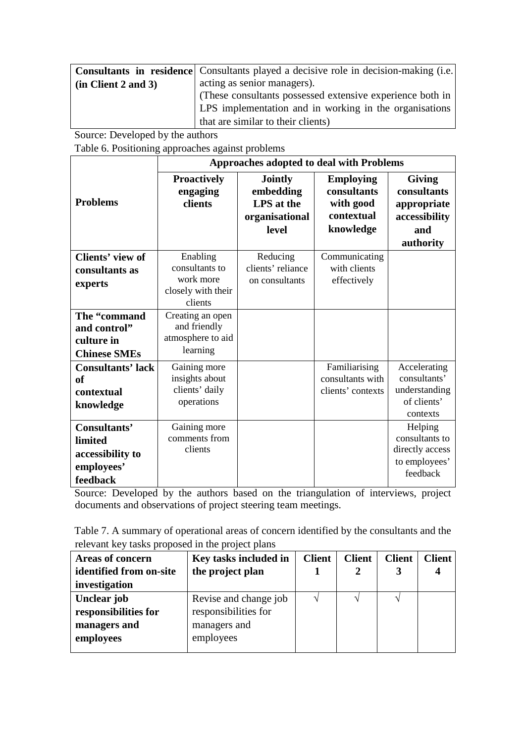| **Consultants in residence (in Client 2 and 3)** | Consultants played a decisive role in decision-making (i.e. acting as senior managers). (These consultants possessed extensive experience both in LPS implementation and in working in the organisations that are similar to their clients) |
|---|---|

Source: Developed by the authors

Table 6. Positioning approaches against problems

| **Problems** | **Approaches adopted to deal with Problems** | | | |
|---|---|---|---|---|
| | **Proactively engaging clients** | **Jointly embedding LPS at the organisational level** | **Employing consultants with good contextual knowledge** | **Giving consultants appropriate accessibility and authority** |
| **Clients' view of consultants as experts** | Enabling consultants to work more closely with their clients | Reducing clients' reliance on consultants | Communicating with clients effectively | |
| **The "command and control" culture in Chinese SMEs** | Creating an open and friendly atmosphere to aid learning | | | |
| **Consultants' lack of contextual knowledge** | Gaining more insights about clients' daily operations | | Familiarising consultants with clients' contexts | Accelerating consultants' understanding of clients' contexts |
| **Consultants' limited accessibility to employees' feedback** | Gaining more comments from clients | | | Helping consultants to directly access to employees' feedback |

Source: Developed by the authors based on the triangulation of interviews, project documents and observations of project steering team meetings.

Table 7. A summary of operational areas of concern identified by the consultants and the relevant key tasks proposed in the project plans

| **Areas of concern identified from on-site investigation** | **Key tasks included in the project plan** | **Client 1** | **Client 2** | **Client 3** | **Client 4** |
|---|---|---|---|---|---|
| **Unclear job responsibilities for managers and employees** | Revise and change job responsibilities for managers and employees | √ | √ | √ | |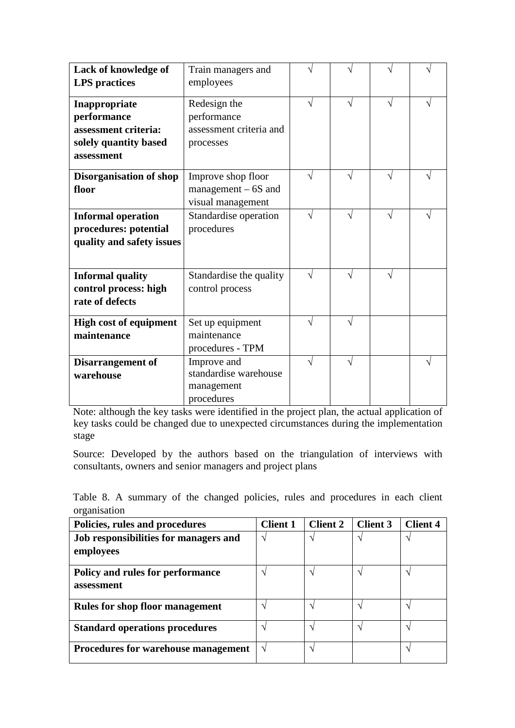| | | | | | |
|---|---|---|---|---|---|
| **Lack of knowledge of LPS practices** | Train managers and employees | √ | √ | √ | √ |
| **Inappropriate performance assessment criteria: solely quantity based assessment** | Redesign the performance assessment criteria and processes | √ | √ | √ | √ |
| **Disorganisation of shop floor** | Improve shop floor management – 6S and visual management | √ | √ | √ | √ |
| **Informal operation procedures: potential quality and safety issues** | Standardise operation procedures | √ | √ | √ | √ |
| **Informal quality control process: high rate of defects** | Standardise the quality control process | √ | √ | √ | |
| **High cost of equipment maintenance** | Set up equipment maintenance procedures - TPM | √ | √ | | |
| **Disarrangement of warehouse** | Improve and standardise warehouse management procedures | √ | √ | | √ |

Note: although the key tasks were identified in the project plan, the actual application of key tasks could be changed due to unexpected circumstances during the implementation stage

Source: Developed by the authors based on the triangulation of interviews with consultants, owners and senior managers and project plans

Table 8. A summary of the changed policies, rules and procedures in each client organisation

| Policies, rules and procedures | Client 1 | Client 2 | Client 3 | Client 4 |
|---|---|---|---|---|
| **Job responsibilities for managers and employees** | √ | √ | √ | √ |
| **Policy and rules for performance assessment** | √ | √ | √ | √ |
| **Rules for shop floor management** | √ | √ | √ | √ |
| **Standard operations procedures** | √ | √ | √ | √ |
| **Procedures for warehouse management** | √ | √ | | √ |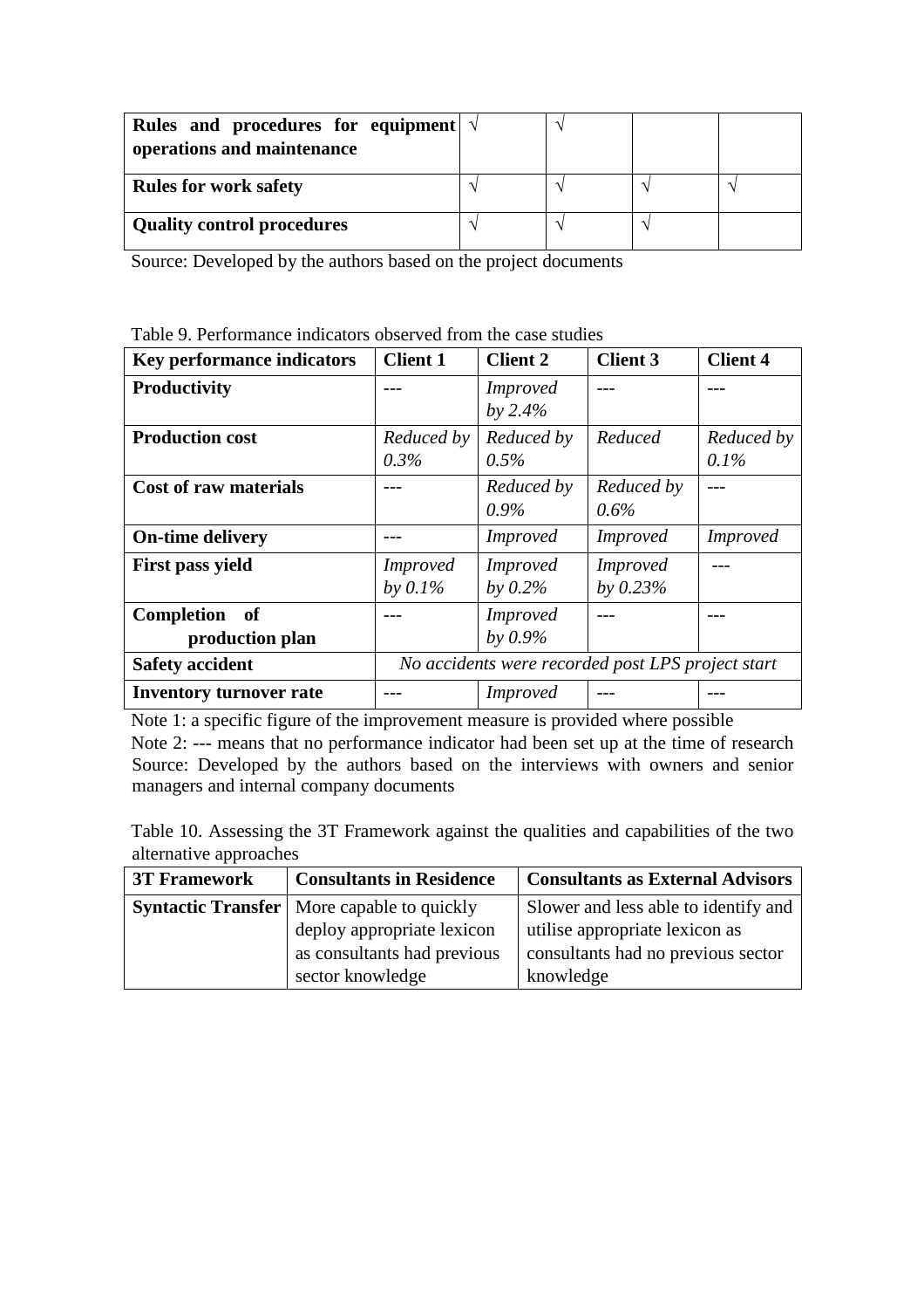| **Rules and procedures for equipment operations and maintenance** | √ | √ | | |
|---|---|---|---|---|
| **Rules for work safety** | √ | √ | √ | √ |
| **Quality control procedures** | √ | √ | √ | |

Source: Developed by the authors based on the project documents

Table 9. Performance indicators observed from the case studies

| Key performance indicators | Client 1 | Client 2 | Client 3 | Client 4 |
|---|---|---|---|---|
| **Productivity** | --- | *Improved by 2.4%* | --- | --- |
| **Production cost** | *Reduced by 0.3%* | *Reduced by 0.5%* | *Reduced* | *Reduced by 0.1%* |
| **Cost of raw materials** | --- | *Reduced by 0.9%* | *Reduced by 0.6%* | --- |
| **On-time delivery** | --- | *Improved* | *Improved* | *Improved* |
| **First pass yield** | *Improved by 0.1%* | *Improved by 0.2%* | *Improved by 0.23%* | --- |
| **Completion of production plan** | --- | *Improved by 0.9%* | --- | --- |
| **Safety accident** | *No accidents were recorded post LPS project start* | | | |
| **Inventory turnover rate** | --- | *Improved* | --- | --- |

Note 1: a specific figure of the improvement measure is provided where possible
Note 2: --- means that no performance indicator had been set up at the time of research
Source: Developed by the authors based on the interviews with owners and senior managers and internal company documents

Table 10. Assessing the 3T Framework against the qualities and capabilities of the two alternative approaches

| 3T Framework | Consultants in Residence | Consultants as External Advisors |
|---|---|---|
| **Syntactic Transfer** | More capable to quickly deploy appropriate lexicon as consultants had previous sector knowledge | Slower and less able to identify and utilise appropriate lexicon as consultants had no previous sector knowledge |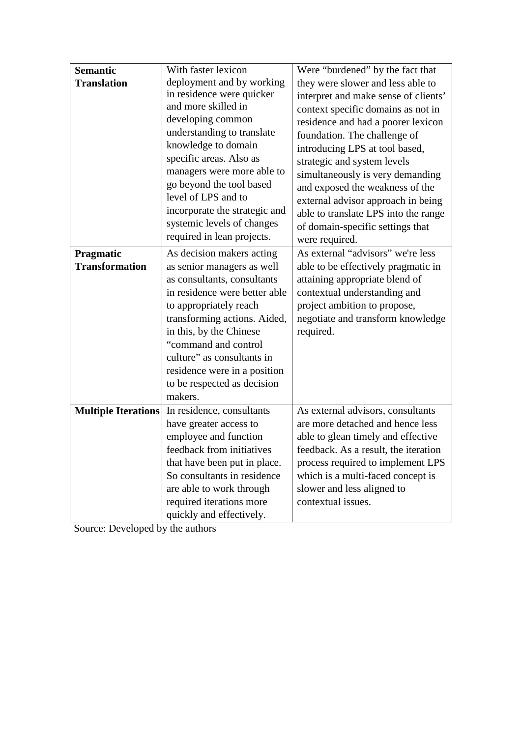| | | |
|---|---|---|
| **Semantic Translation** | With faster lexicon deployment and by working in residence were quicker and more skilled in developing common understanding to translate knowledge to domain specific areas. Also as managers were more able to go beyond the tool based level of LPS and to incorporate the strategic and systemic levels of changes required in lean projects. | Were "burdened" by the fact that they were slower and less able to interpret and make sense of clients' context specific domains as not in residence and had a poorer lexicon foundation. The challenge of introducing LPS at tool based, strategic and system levels simultaneously is very demanding and exposed the weakness of the external advisor approach in being able to translate LPS into the range of domain-specific settings that were required. |
| **Pragmatic Transformation** | As decision makers acting as senior managers as well as consultants, consultants in residence were better able to appropriately reach transforming actions. Aided, in this, by the Chinese "command and control culture" as consultants in residence were in a position to be respected as decision makers. | As external "advisors" we're less able to be effectively pragmatic in attaining appropriate blend of contextual understanding and project ambition to propose, negotiate and transform knowledge required. |
| **Multiple Iterations** | In residence, consultants have greater access to employee and function feedback from initiatives that have been put in place. So consultants in residence are able to work through required iterations more quickly and effectively. | As external advisors, consultants are more detached and hence less able to glean timely and effective feedback. As a result, the iteration process required to implement LPS which is a multi-faced concept is slower and less aligned to contextual issues. |

Source: Developed by the authors